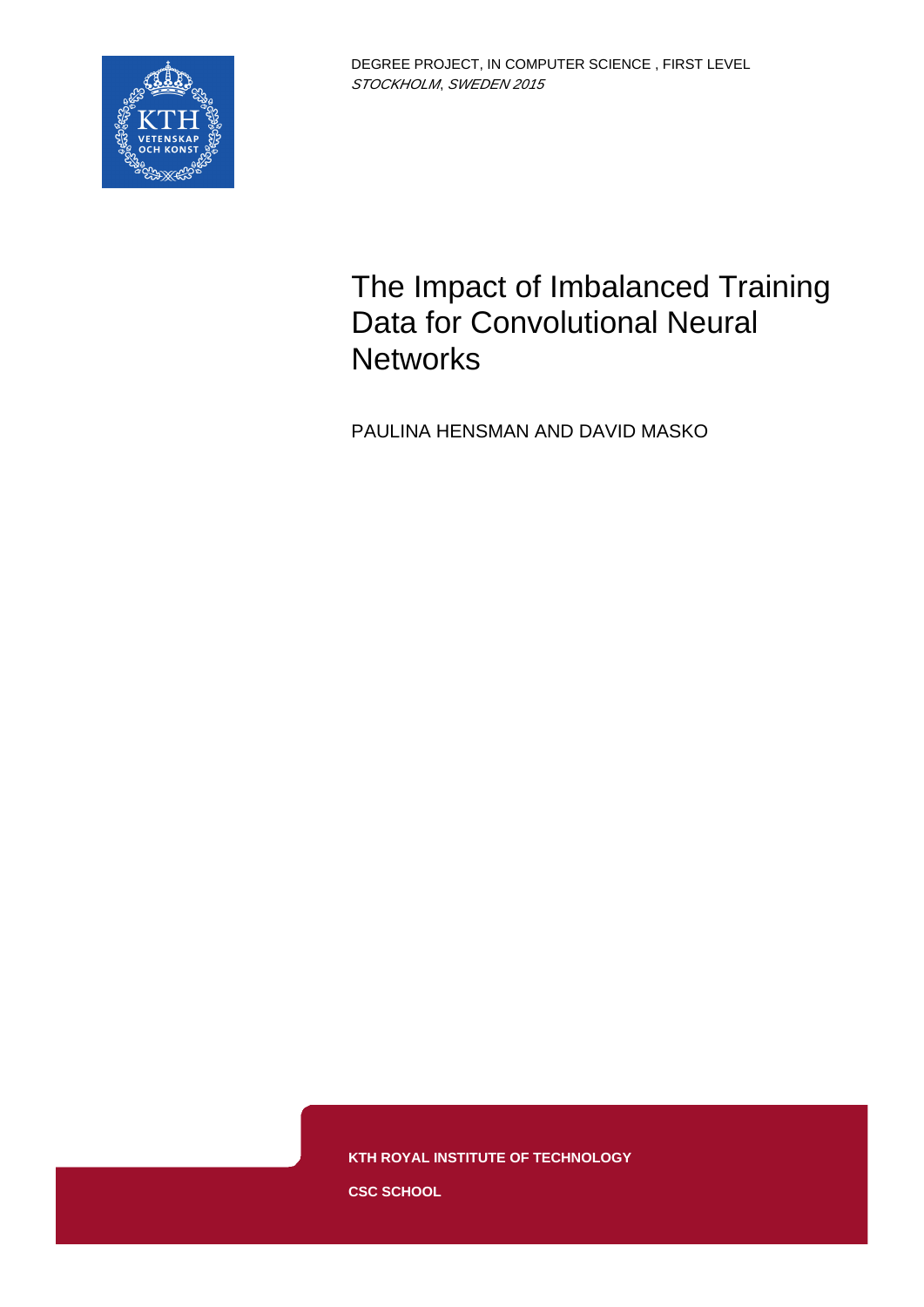DEGREE PROJECT, IN COMPUTER SCIENCE , FIRST LEVEL
*STOCKHOLM, SWEDEN 2015*

# The Impact of Imbalanced Training Data for Convolutional Neural Networks

PAULINA HENSMAN AND DAVID MASKO

**KTH ROYAL INSTITUTE OF TECHNOLOGY**

**CSC SCHOOL**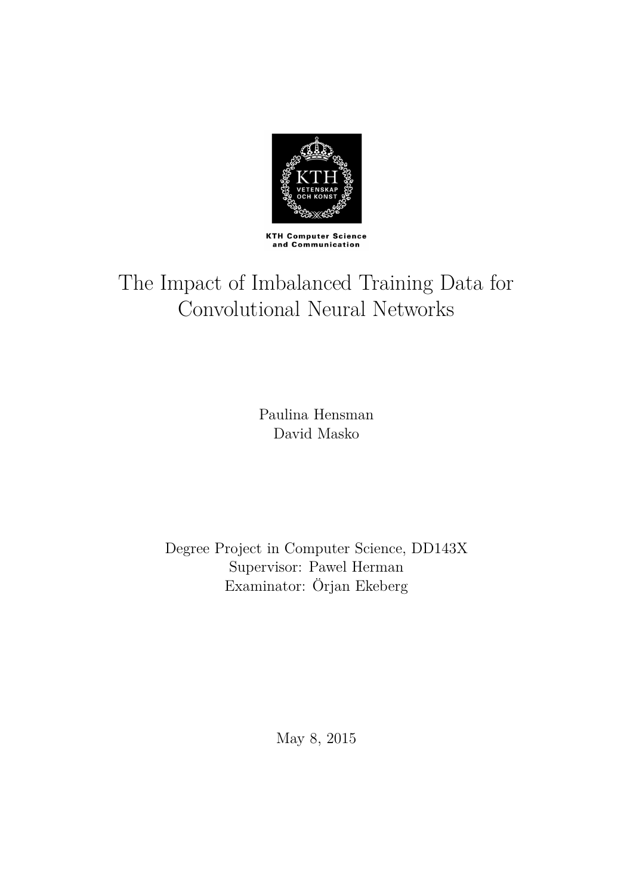KTH Computer Science and Communication

# The Impact of Imbalanced Training Data for Convolutional Neural Networks

Paulina Hensman
David Masko

Degree Project in Computer Science, DD143X
Supervisor: Pawel Herman
Examinator: Örjan Ekeberg

May 8, 2015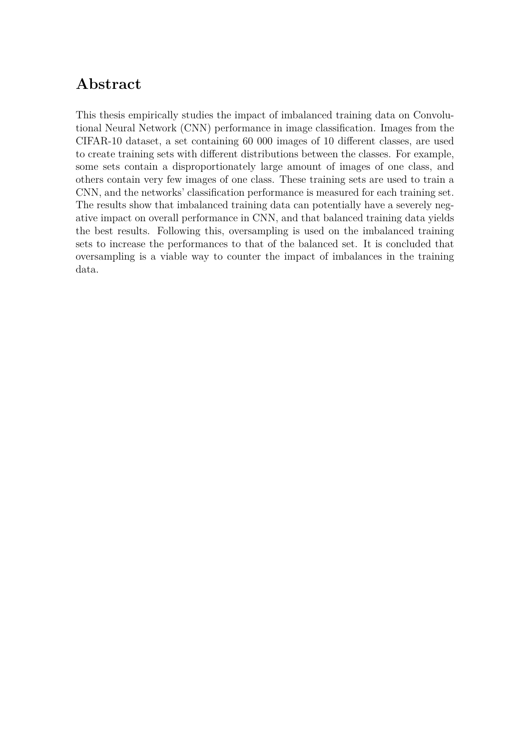## Abstract

This thesis empirically studies the impact of imbalanced training data on Convolutional Neural Network (CNN) performance in image classification. Images from the CIFAR-10 dataset, a set containing 60 000 images of 10 different classes, are used to create training sets with different distributions between the classes. For example, some sets contain a disproportionately large amount of images of one class, and others contain very few images of one class. These training sets are used to train a CNN, and the networks' classification performance is measured for each training set. The results show that imbalanced training data can potentially have a severely negative impact on overall performance in CNN, and that balanced training data yields the best results. Following this, oversampling is used on the imbalanced training sets to increase the performances to that of the balanced set. It is concluded that oversampling is a viable way to counter the impact of imbalances in the training data.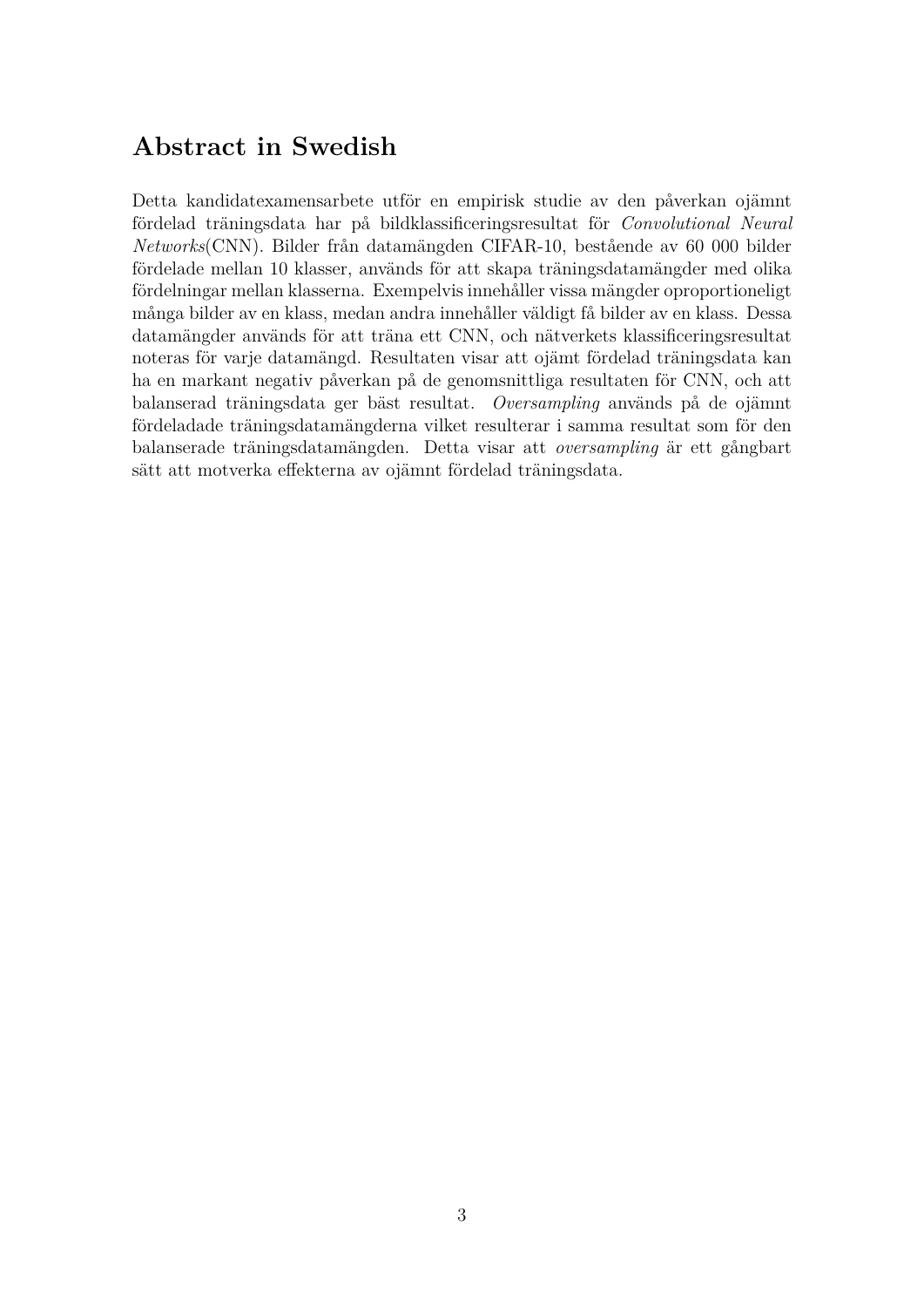## Abstract in Swedish

Detta kandidatexamensarbete utför en empirisk studie av den påverkan ojämnt fördelad träningsdata har på bildklassificeringsresultat för *Convolutional Neural Networks*(CNN). Bilder från datamängden CIFAR-10, bestående av 60 000 bilder fördelade mellan 10 klasser, används för att skapa träningsdatamängder med olika fördelningar mellan klasserna. Exempelvis innehåller vissa mängder oproportioneligt många bilder av en klass, medan andra innehåller väldigt få bilder av en klass. Dessa datamängder används för att träna ett CNN, och nätverkets klassificeringsresultat noteras för varje datamängd. Resultaten visar att ojämt fördelad träningsdata kan ha en markant negativ påverkan på de genomsnittliga resultaten för CNN, och att balanserad träningsdata ger bäst resultat. *Oversampling* används på de ojämnt fördeladade träningsdatamängderna vilket resulterar i samma resultat som för den balanserade träningsdatamängden. Detta visar att *oversampling* är ett gångbart sätt att motverka effekterna av ojämnt fördelad träningsdata.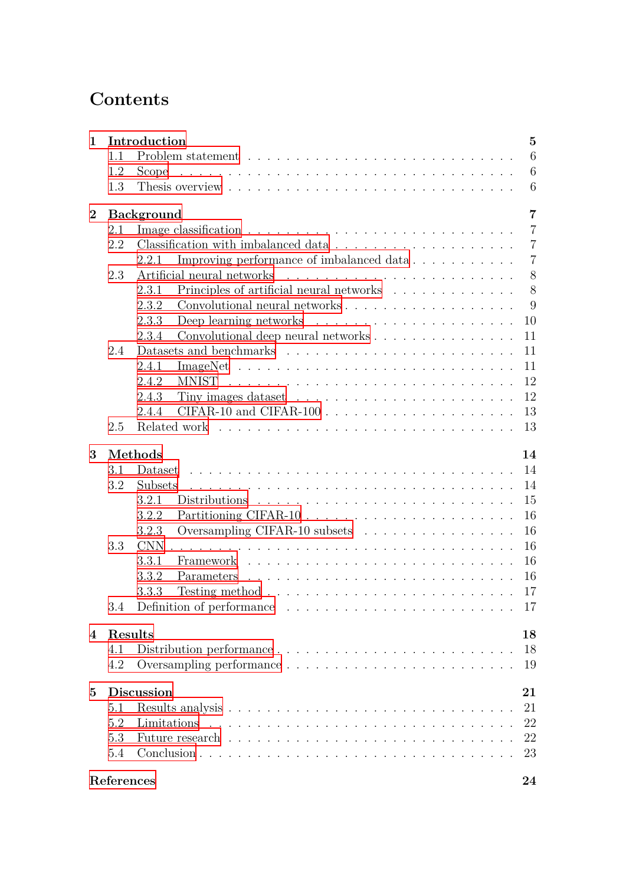# Contents

**1 Introduction** **5**

- 1.1 Problem statement . . . . . . . . . . 6
- 1.2 Scope . . . . . . . . . . 6
- 1.3 Thesis overview . . . . . . . . . . 6

**2 Background** **7**

- 2.1 Image classification . . . . . . . . . . 7
- 2.2 Classification with imbalanced data . . . . . . . . . . 7
  - 2.2.1 Improving performance of imbalanced data . . . . . . . . . . 7
- 2.3 Artificial neural networks . . . . . . . . . . 8
  - 2.3.1 Principles of artificial neural networks . . . . . . . . . . 8
  - 2.3.2 Convolutional neural networks . . . . . . . . . . 9
  - 2.3.3 Deep learning networks . . . . . . . . . . 10
  - 2.3.4 Convolutional deep neural networks . . . . . . . . . . 11
- 2.4 Datasets and benchmarks . . . . . . . . . . 11
  - 2.4.1 ImageNet . . . . . . . . . . 11
  - 2.4.2 MNIST . . . . . . . . . . 12
  - 2.4.3 Tiny images dataset . . . . . . . . . . 12
  - 2.4.4 CIFAR-10 and CIFAR-100 . . . . . . . . . . 13
- 2.5 Related work . . . . . . . . . . 13

**3 Methods** **14**

- 3.1 Dataset . . . . . . . . . . 14
- 3.2 Subsets . . . . . . . . . . 14
  - 3.2.1 Distributions . . . . . . . . . . 15
  - 3.2.2 Partitioning CIFAR-10 . . . . . . . . . . 16
  - 3.2.3 Oversampling CIFAR-10 subsets . . . . . . . . . . 16
- 3.3 CNN . . . . . . . . . . 16
  - 3.3.1 Framework . . . . . . . . . . 16
  - 3.3.2 Parameters . . . . . . . . . . 16
  - 3.3.3 Testing method . . . . . . . . . . 17
- 3.4 Definition of performance . . . . . . . . . . 17

**4 Results** **18**

- 4.1 Distribution performance . . . . . . . . . . 18
- 4.2 Oversampling performance . . . . . . . . . . 19

**5 Discussion** **21**

- 5.1 Results analysis . . . . . . . . . . 21
- 5.2 Limitations . . . . . . . . . . 22
- 5.3 Future research . . . . . . . . . . 22
- 5.4 Conclusion . . . . . . . . . . 23

**References** **24**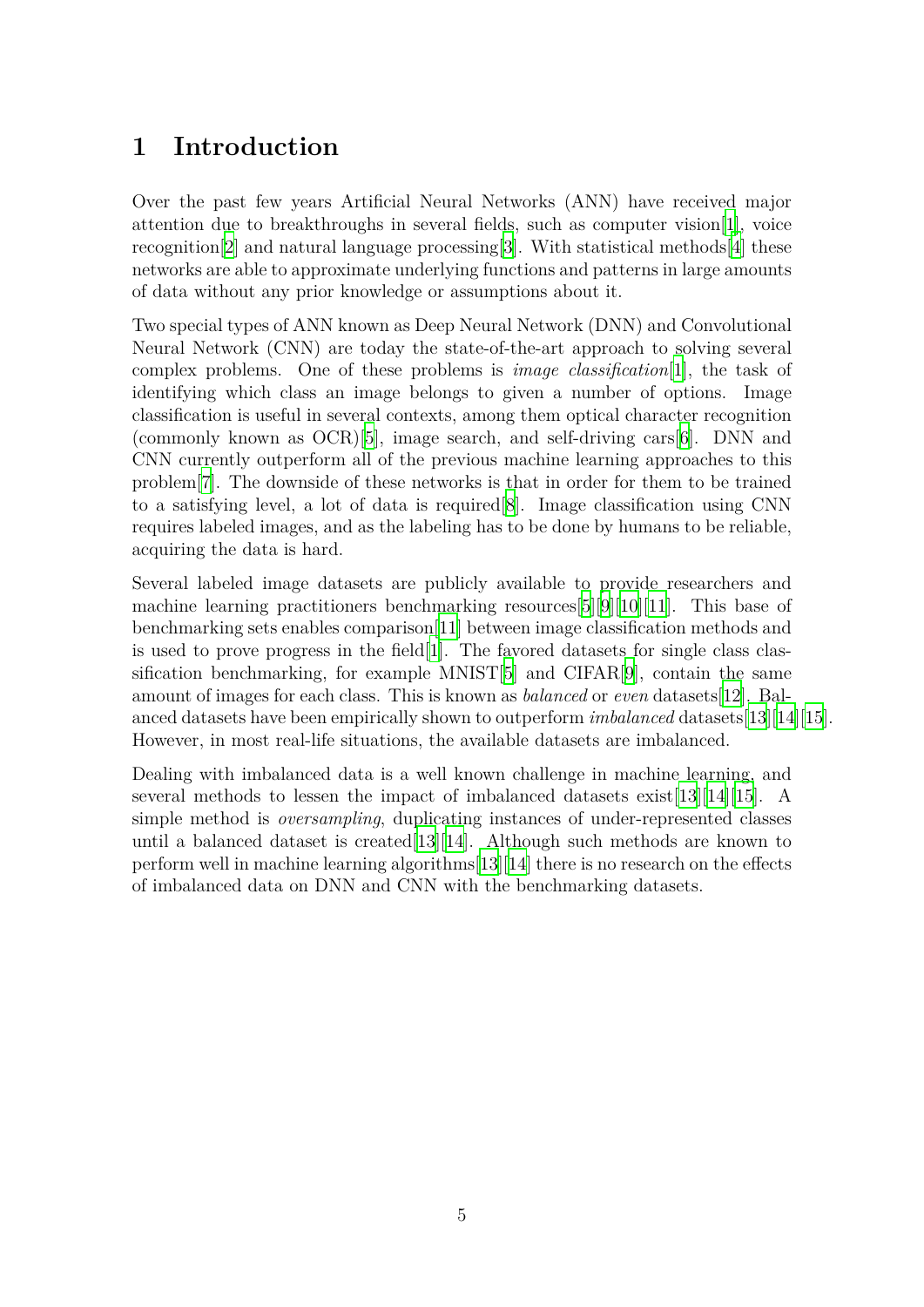# 1 Introduction

Over the past few years Artificial Neural Networks (ANN) have received major attention due to breakthroughs in several fields, such as computer vision[1], voice recognition[2] and natural language processing[3]. With statistical methods[4] these networks are able to approximate underlying functions and patterns in large amounts of data without any prior knowledge or assumptions about it.

Two special types of ANN known as Deep Neural Network (DNN) and Convolutional Neural Network (CNN) are today the state-of-the-art approach to solving several complex problems. One of these problems is *image classification*[1], the task of identifying which class an image belongs to given a number of options. Image classification is useful in several contexts, among them optical character recognition (commonly known as OCR)[5], image search, and self-driving cars[6]. DNN and CNN currently outperform all of the previous machine learning approaches to this problem[7]. The downside of these networks is that in order for them to be trained to a satisfying level, a lot of data is required[8]. Image classification using CNN requires labeled images, and as the labeling has to be done by humans to be reliable, acquiring the data is hard.

Several labeled image datasets are publicly available to provide researchers and machine learning practitioners benchmarking resources[5][9][10][11]. This base of benchmarking sets enables comparison[11] between image classification methods and is used to prove progress in the field[1]. The favored datasets for single class classification benchmarking, for example MNIST[5] and CIFAR[9], contain the same amount of images for each class. This is known as *balanced* or *even* datasets[12]. Balanced datasets have been empirically shown to outperform *imbalanced* datasets[13][14][15]. However, in most real-life situations, the available datasets are imbalanced.

Dealing with imbalanced data is a well known challenge in machine learning, and several methods to lessen the impact of imbalanced datasets exist[13][14][15]. A simple method is *oversampling*, duplicating instances of under-represented classes until a balanced dataset is created[13][14]. Although such methods are known to perform well in machine learning algorithms[13][14] there is no research on the effects of imbalanced data on DNN and CNN with the benchmarking datasets.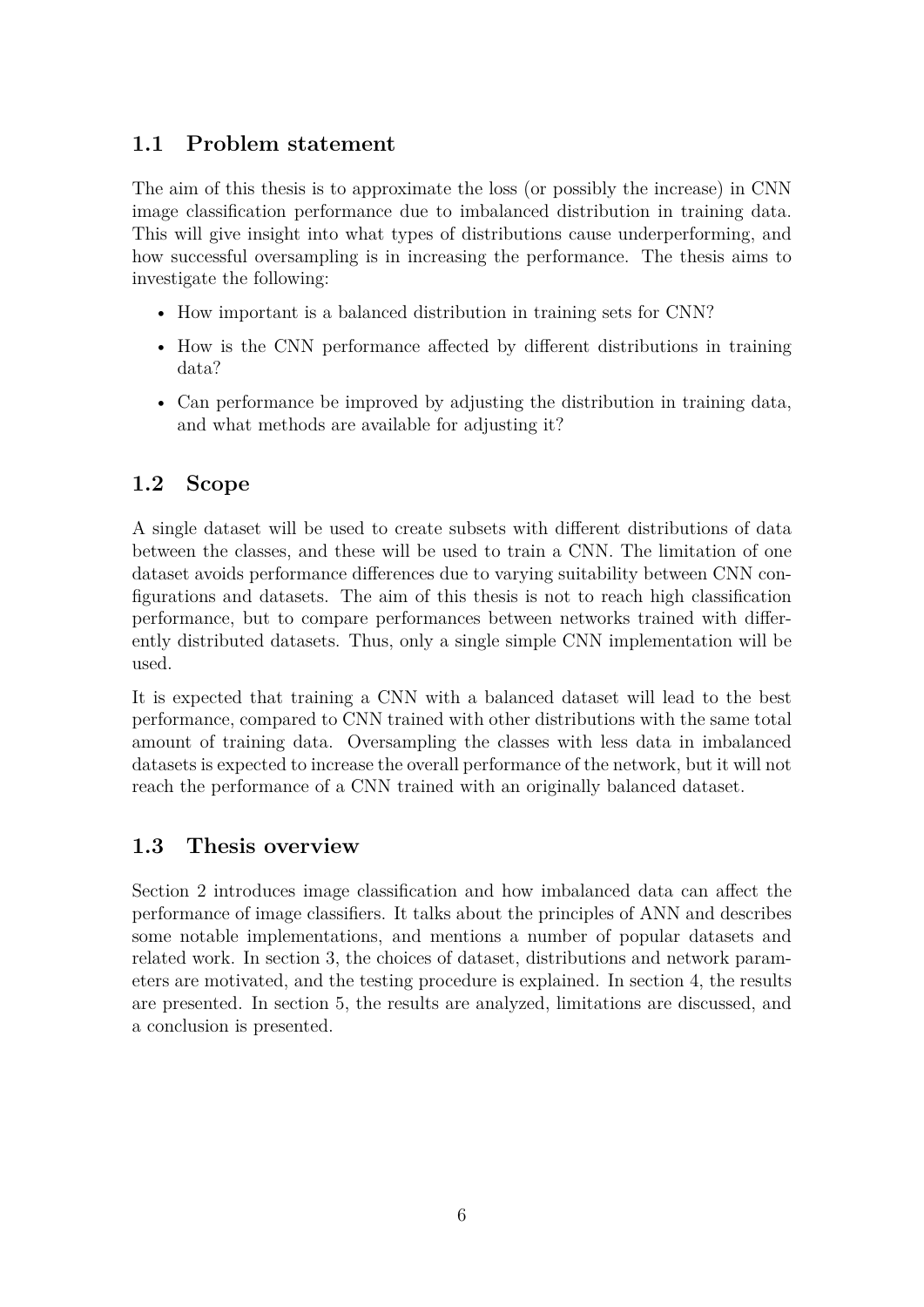## 1.1 Problem statement

The aim of this thesis is to approximate the loss (or possibly the increase) in CNN image classification performance due to imbalanced distribution in training data. This will give insight into what types of distributions cause underperforming, and how successful oversampling is in increasing the performance. The thesis aims to investigate the following:

- How important is a balanced distribution in training sets for CNN?
- How is the CNN performance affected by different distributions in training data?
- Can performance be improved by adjusting the distribution in training data, and what methods are available for adjusting it?

## 1.2 Scope

A single dataset will be used to create subsets with different distributions of data between the classes, and these will be used to train a CNN. The limitation of one dataset avoids performance differences due to varying suitability between CNN configurations and datasets. The aim of this thesis is not to reach high classification performance, but to compare performances between networks trained with differently distributed datasets. Thus, only a single simple CNN implementation will be used.

It is expected that training a CNN with a balanced dataset will lead to the best performance, compared to CNN trained with other distributions with the same total amount of training data. Oversampling the classes with less data in imbalanced datasets is expected to increase the overall performance of the network, but it will not reach the performance of a CNN trained with an originally balanced dataset.

## 1.3 Thesis overview

Section 2 introduces image classification and how imbalanced data can affect the performance of image classifiers. It talks about the principles of ANN and describes some notable implementations, and mentions a number of popular datasets and related work. In section 3, the choices of dataset, distributions and network parameters are motivated, and the testing procedure is explained. In section 4, the results are presented. In section 5, the results are analyzed, limitations are discussed, and a conclusion is presented.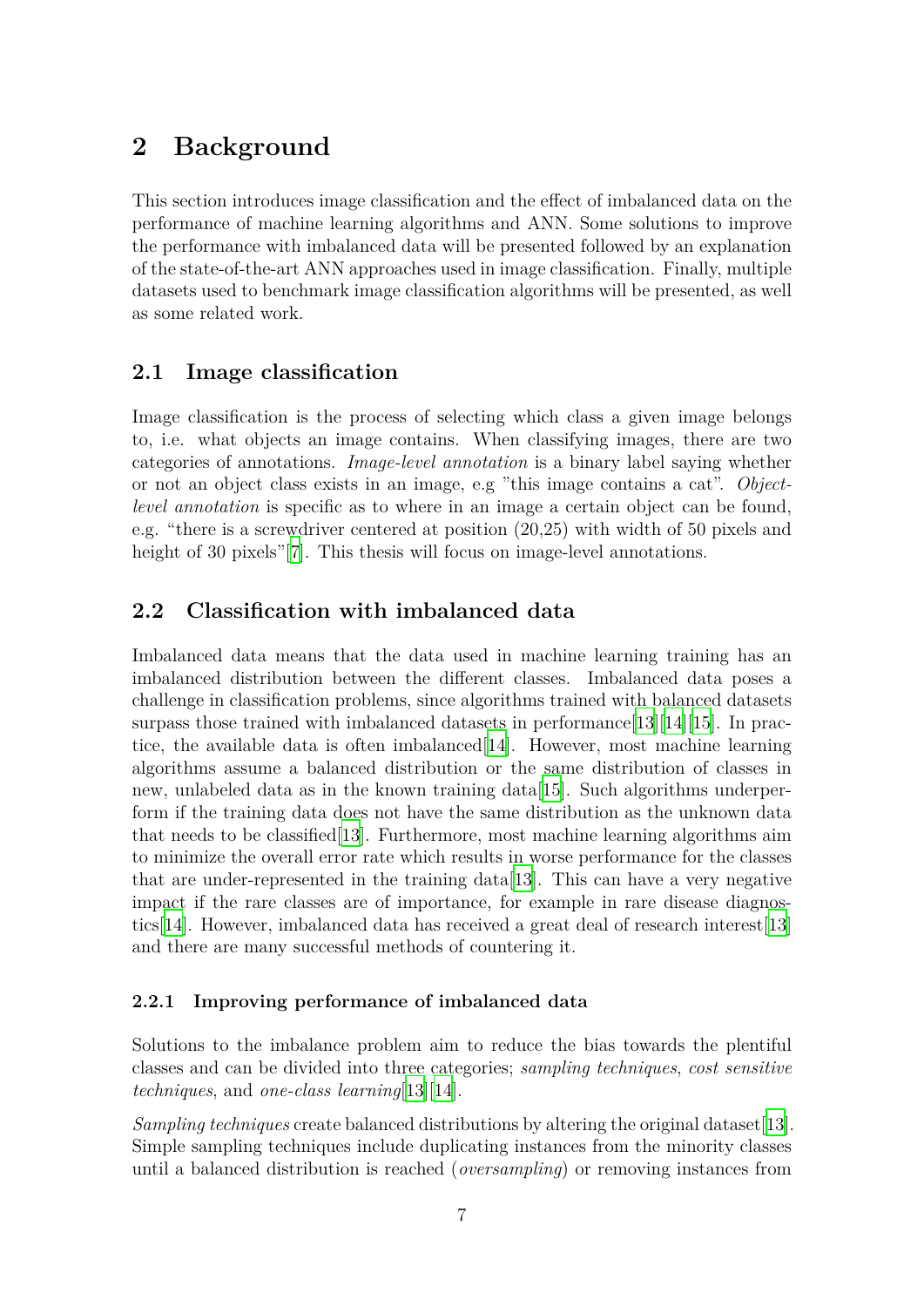# 2 Background

This section introduces image classification and the effect of imbalanced data on the performance of machine learning algorithms and ANN. Some solutions to improve the performance with imbalanced data will be presented followed by an explanation of the state-of-the-art ANN approaches used in image classification. Finally, multiple datasets used to benchmark image classification algorithms will be presented, as well as some related work.

## 2.1 Image classification

Image classification is the process of selecting which class a given image belongs to, i.e. what objects an image contains. When classifying images, there are two categories of annotations. *Image-level annotation* is a binary label saying whether or not an object class exists in an image, e.g "this image contains a cat". *Object-level annotation* is specific as to where in an image a certain object can be found, e.g. "there is a screwdriver centered at position (20,25) with width of 50 pixels and height of 30 pixels"[7]. This thesis will focus on image-level annotations.

## 2.2 Classification with imbalanced data

Imbalanced data means that the data used in machine learning training has an imbalanced distribution between the different classes. Imbalanced data poses a challenge in classification problems, since algorithms trained with balanced datasets surpass those trained with imbalanced datasets in performance[13][14][15]. In practice, the available data is often imbalanced[14]. However, most machine learning algorithms assume a balanced distribution or the same distribution of classes in new, unlabeled data as in the known training data[15]. Such algorithms underperform if the training data does not have the same distribution as the unknown data that needs to be classified[13]. Furthermore, most machine learning algorithms aim to minimize the overall error rate which results in worse performance for the classes that are under-represented in the training data[13]. This can have a very negative impact if the rare classes are of importance, for example in rare disease diagnostics[14]. However, imbalanced data has received a great deal of research interest[13] and there are many successful methods of countering it.

### 2.2.1 Improving performance of imbalanced data

Solutions to the imbalance problem aim to reduce the bias towards the plentiful classes and can be divided into three categories; *sampling techniques*, *cost sensitive techniques*, and *one-class learning*[13][14].

*Sampling techniques* create balanced distributions by altering the original dataset[13]. Simple sampling techniques include duplicating instances from the minority classes until a balanced distribution is reached (*oversampling*) or removing instances from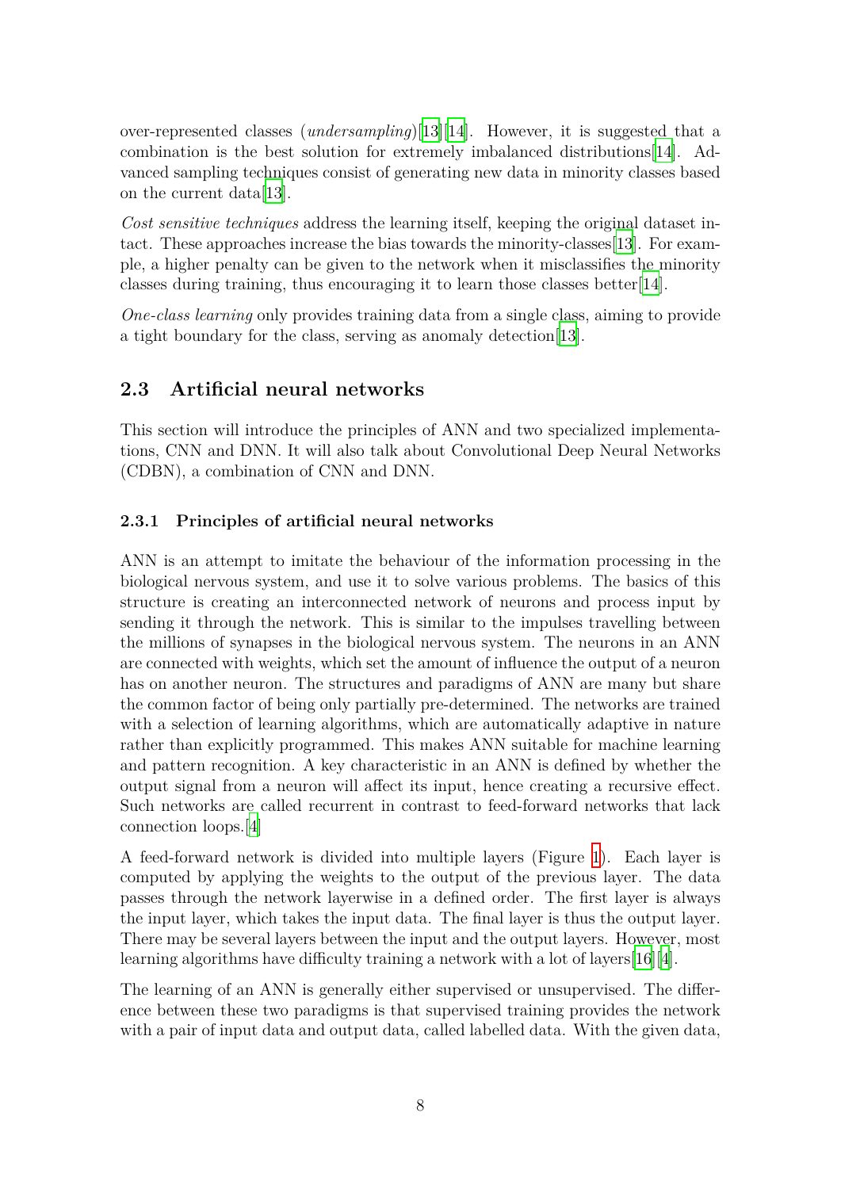over-represented classes (*undersampling*)[13][14]. However, it is suggested that a combination is the best solution for extremely imbalanced distributions[14]. Advanced sampling techniques consist of generating new data in minority classes based on the current data[13].

*Cost sensitive techniques* address the learning itself, keeping the original dataset intact. These approaches increase the bias towards the minority-classes[13]. For example, a higher penalty can be given to the network when it misclassifies the minority classes during training, thus encouraging it to learn those classes better[14].

*One-class learning* only provides training data from a single class, aiming to provide a tight boundary for the class, serving as anomaly detection[13].

## 2.3 Artificial neural networks

This section will introduce the principles of ANN and two specialized implementations, CNN and DNN. It will also talk about Convolutional Deep Neural Networks (CDBN), a combination of CNN and DNN.

### 2.3.1 Principles of artificial neural networks

ANN is an attempt to imitate the behaviour of the information processing in the biological nervous system, and use it to solve various problems. The basics of this structure is creating an interconnected network of neurons and process input by sending it through the network. This is similar to the impulses travelling between the millions of synapses in the biological nervous system. The neurons in an ANN are connected with weights, which set the amount of influence the output of a neuron has on another neuron. The structures and paradigms of ANN are many but share the common factor of being only partially pre-determined. The networks are trained with a selection of learning algorithms, which are automatically adaptive in nature rather than explicitly programmed. This makes ANN suitable for machine learning and pattern recognition. A key characteristic in an ANN is defined by whether the output signal from a neuron will affect its input, hence creating a recursive effect. Such networks are called recurrent in contrast to feed-forward networks that lack connection loops.[4]

A feed-forward network is divided into multiple layers (Figure 1). Each layer is computed by applying the weights to the output of the previous layer. The data passes through the network layerwise in a defined order. The first layer is always the input layer, which takes the input data. The final layer is thus the output layer. There may be several layers between the input and the output layers. However, most learning algorithms have difficulty training a network with a lot of layers[16][4].

The learning of an ANN is generally either supervised or unsupervised. The difference between these two paradigms is that supervised training provides the network with a pair of input data and output data, called labelled data. With the given data,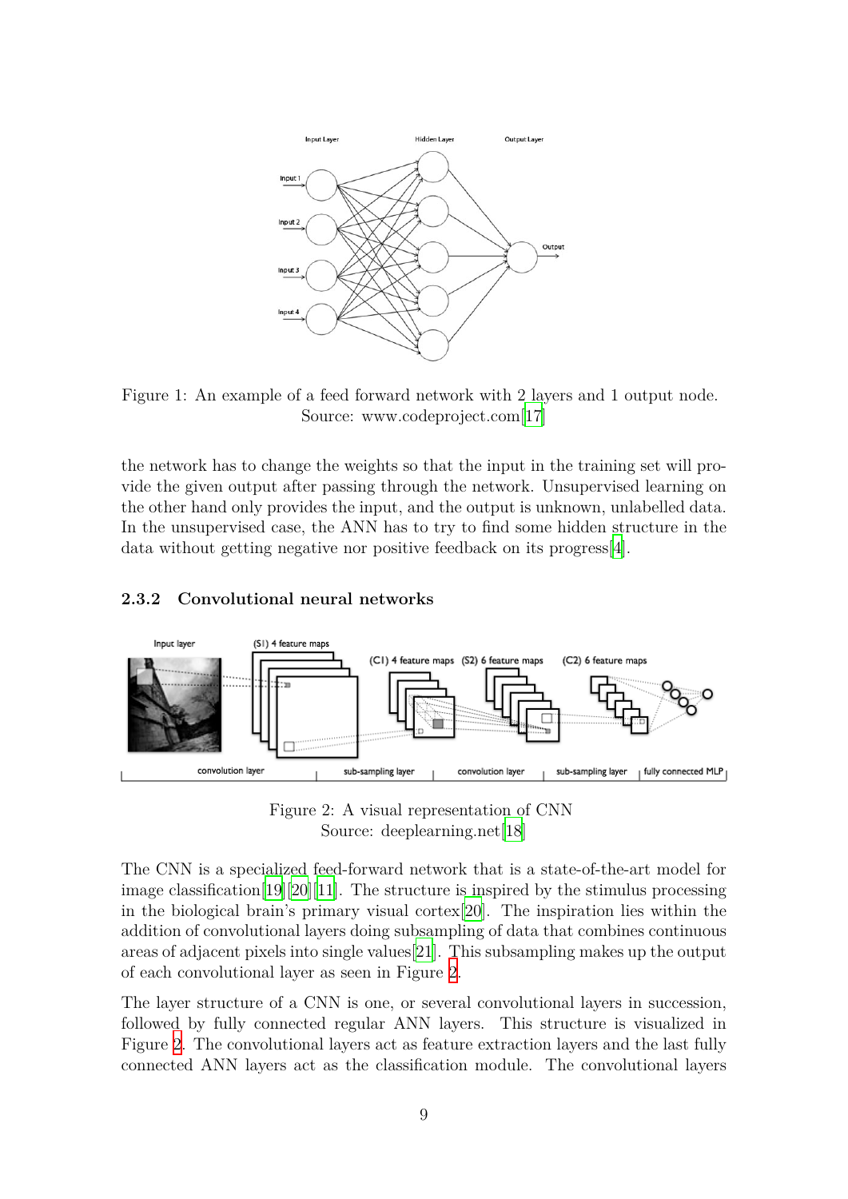Figure 1: An example of a feed forward network with 2 layers and 1 output node. Source: www.codeproject.com[17]

the network has to change the weights so that the input in the training set will provide the given output after passing through the network. Unsupervised learning on the other hand only provides the input, and the output is unknown, unlabelled data. In the unsupervised case, the ANN has to try to find some hidden structure in the data without getting negative nor positive feedback on its progress[4].

### 2.3.2 Convolutional neural networks

Figure 2: A visual representation of CNN
Source: deeplearning.net[18]

The CNN is a specialized feed-forward network that is a state-of-the-art model for image classification[19][20][11]. The structure is inspired by the stimulus processing in the biological brain's primary visual cortex[20]. The inspiration lies within the addition of convolutional layers doing subsampling of data that combines continuous areas of adjacent pixels into single values[21]. This subsampling makes up the output of each convolutional layer as seen in Figure 2.

The layer structure of a CNN is one, or several convolutional layers in succession, followed by fully connected regular ANN layers. This structure is visualized in Figure 2. The convolutional layers act as feature extraction layers and the last fully connected ANN layers act as the classification module. The convolutional layers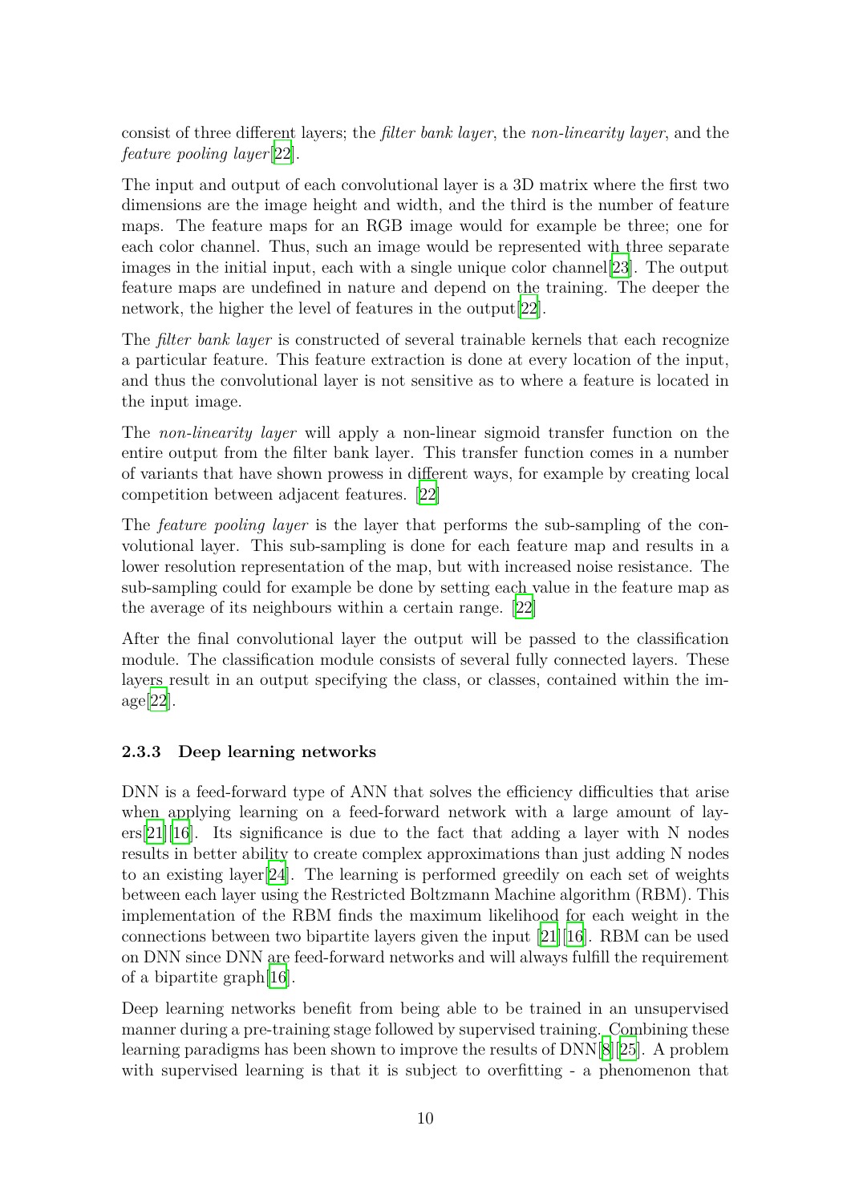consist of three different layers; the *filter bank layer*, the *non-linearity layer*, and the *feature pooling layer*[22].

The input and output of each convolutional layer is a 3D matrix where the first two dimensions are the image height and width, and the third is the number of feature maps. The feature maps for an RGB image would for example be three; one for each color channel. Thus, such an image would be represented with three separate images in the initial input, each with a single unique color channel[23]. The output feature maps are undefined in nature and depend on the training. The deeper the network, the higher the level of features in the output[22].

The *filter bank layer* is constructed of several trainable kernels that each recognize a particular feature. This feature extraction is done at every location of the input, and thus the convolutional layer is not sensitive as to where a feature is located in the input image.

The *non-linearity layer* will apply a non-linear sigmoid transfer function on the entire output from the filter bank layer. This transfer function comes in a number of variants that have shown prowess in different ways, for example by creating local competition between adjacent features. [22]

The *feature pooling layer* is the layer that performs the sub-sampling of the convolutional layer. This sub-sampling is done for each feature map and results in a lower resolution representation of the map, but with increased noise resistance. The sub-sampling could for example be done by setting each value in the feature map as the average of its neighbours within a certain range. [22]

After the final convolutional layer the output will be passed to the classification module. The classification module consists of several fully connected layers. These layers result in an output specifying the class, or classes, contained within the image[22].

### 2.3.3 Deep learning networks

DNN is a feed-forward type of ANN that solves the efficiency difficulties that arise when applying learning on a feed-forward network with a large amount of layers[21][16]. Its significance is due to the fact that adding a layer with N nodes results in better ability to create complex approximations than just adding N nodes to an existing layer[24]. The learning is performed greedily on each set of weights between each layer using the Restricted Boltzmann Machine algorithm (RBM). This implementation of the RBM finds the maximum likelihood for each weight in the connections between two bipartite layers given the input [21][16]. RBM can be used on DNN since DNN are feed-forward networks and will always fulfill the requirement of a bipartite graph[16].

Deep learning networks benefit from being able to be trained in an unsupervised manner during a pre-training stage followed by supervised training. Combining these learning paradigms has been shown to improve the results of DNN[8][25]. A problem with supervised learning is that it is subject to overfitting - a phenomenon that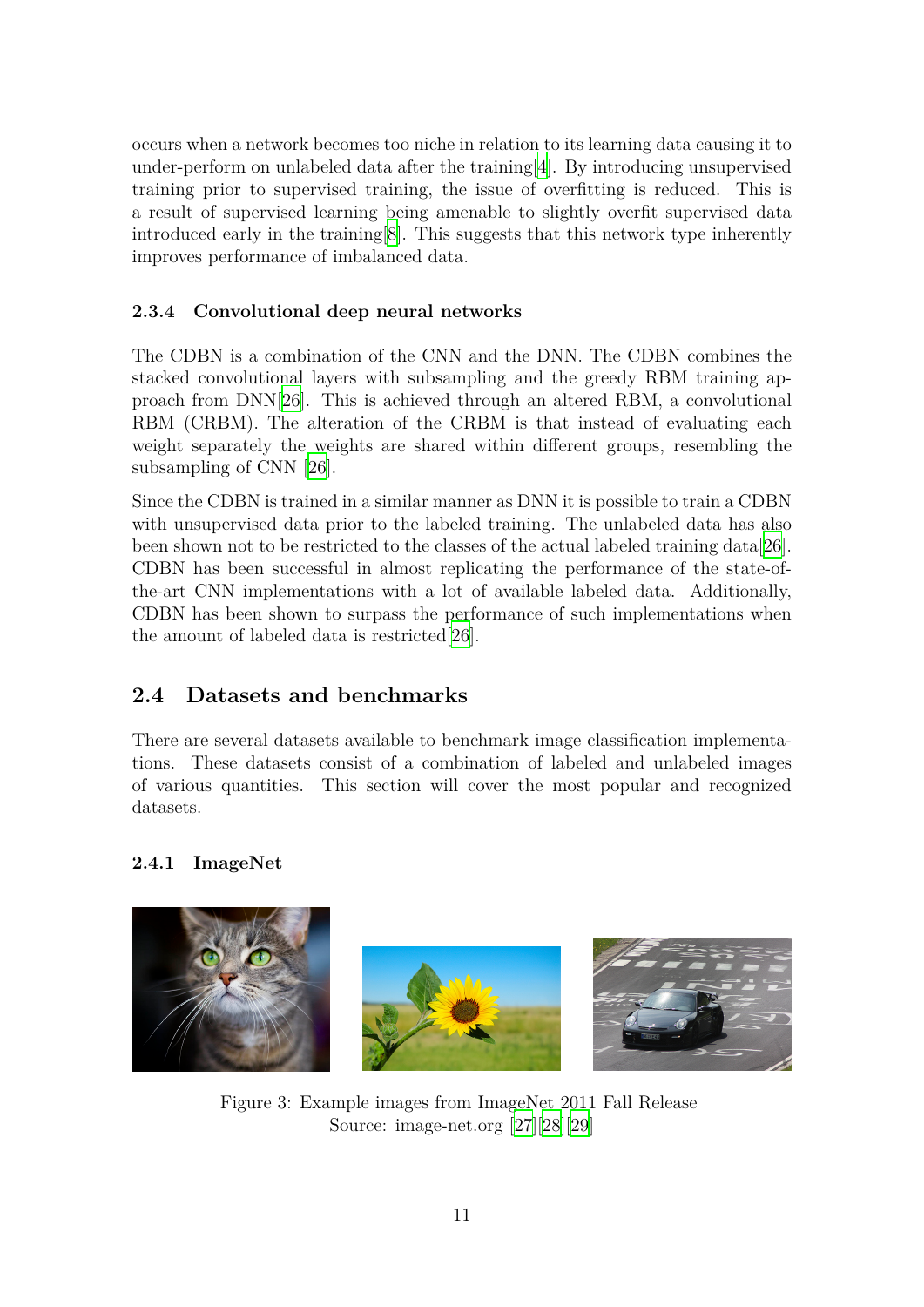occurs when a network becomes too niche in relation to its learning data causing it to under-perform on unlabeled data after the training[4]. By introducing unsupervised training prior to supervised training, the issue of overfitting is reduced. This is a result of supervised learning being amenable to slightly overfit supervised data introduced early in the training[8]. This suggests that this network type inherently improves performance of imbalanced data.

#### 2.3.4 Convolutional deep neural networks

The CDBN is a combination of the CNN and the DNN. The CDBN combines the stacked convolutional layers with subsampling and the greedy RBM training approach from DNN[26]. This is achieved through an altered RBM, a convolutional RBM (CRBM). The alteration of the CRBM is that instead of evaluating each weight separately the weights are shared within different groups, resembling the subsampling of CNN [26].

Since the CDBN is trained in a similar manner as DNN it is possible to train a CDBN with unsupervised data prior to the labeled training. The unlabeled data has also been shown not to be restricted to the classes of the actual labeled training data[26]. CDBN has been successful in almost replicating the performance of the state-of-the-art CNN implementations with a lot of available labeled data. Additionally, CDBN has been shown to surpass the performance of such implementations when the amount of labeled data is restricted[26].

### 2.4 Datasets and benchmarks

There are several datasets available to benchmark image classification implementations. These datasets consist of a combination of labeled and unlabeled images of various quantities. This section will cover the most popular and recognized datasets.

#### 2.4.1 ImageNet

Figure 3: Example images from ImageNet 2011 Fall Release
Source: image-net.org [27][28][29]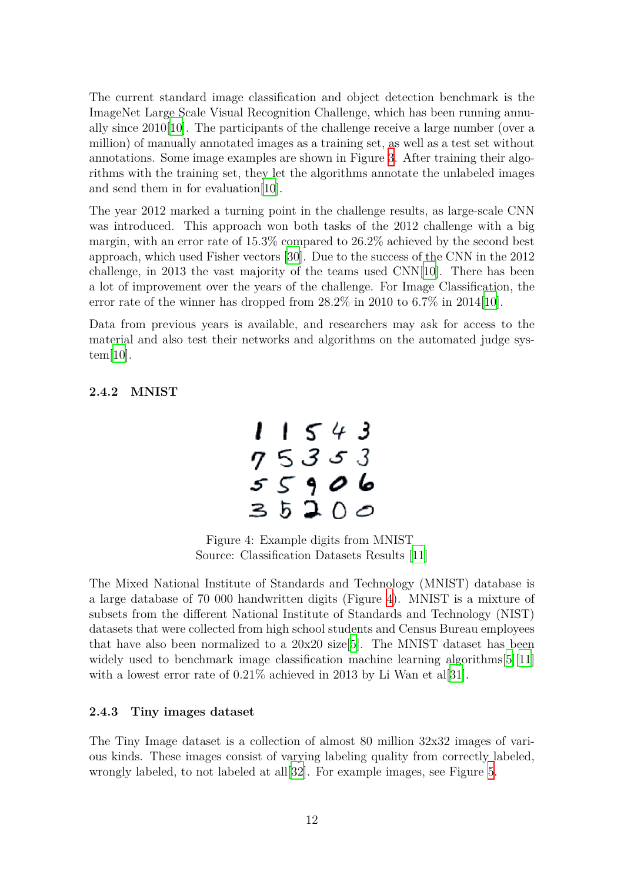The current standard image classification and object detection benchmark is the ImageNet Large Scale Visual Recognition Challenge, which has been running annually since 2010[10]. The participants of the challenge receive a large number (over a million) of manually annotated images as a training set, as well as a test set without annotations. Some image examples are shown in Figure 3. After training their algorithms with the training set, they let the algorithms annotate the unlabeled images and send them in for evaluation[10].

The year 2012 marked a turning point in the challenge results, as large-scale CNN was introduced. This approach won both tasks of the 2012 challenge with a big margin, with an error rate of 15.3% compared to 26.2% achieved by the second best approach, which used Fisher vectors [30]. Due to the success of the CNN in the 2012 challenge, in 2013 the vast majority of the teams used CNN[10]. There has been a lot of improvement over the years of the challenge. For Image Classification, the error rate of the winner has dropped from 28.2% in 2010 to 6.7% in 2014[10].

Data from previous years is available, and researchers may ask for access to the material and also test their networks and algorithms on the automated judge system[10].

### 2.4.2 MNIST

Figure 4: Example digits from MNIST
Source: Classification Datasets Results [11]

The Mixed National Institute of Standards and Technology (MNIST) database is a large database of 70 000 handwritten digits (Figure 4). MNIST is a mixture of subsets from the different National Institute of Standards and Technology (NIST) datasets that were collected from high school students and Census Bureau employees that have also been normalized to a 20x20 size[5]. The MNIST dataset has been widely used to benchmark image classification machine learning algorithms[5][11] with a lowest error rate of 0.21% achieved in 2013 by Li Wan et al[31].

### 2.4.3 Tiny images dataset

The Tiny Image dataset is a collection of almost 80 million 32x32 images of various kinds. These images consist of varying labeling quality from correctly labeled, wrongly labeled, to not labeled at all[32]. For example images, see Figure 5.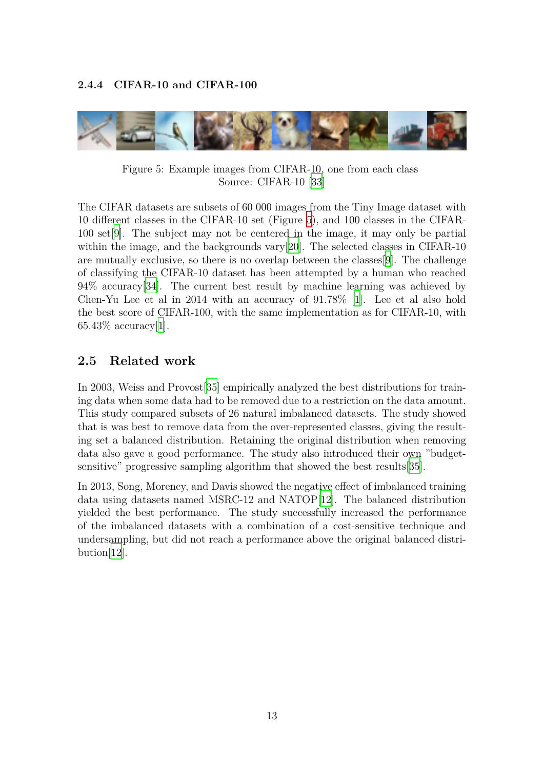#### 2.4.4 CIFAR-10 and CIFAR-100

Figure 5: Example images from CIFAR-10, one from each class
Source: CIFAR-10 [33]

The CIFAR datasets are subsets of 60 000 images from the Tiny Image dataset with 10 different classes in the CIFAR-10 set (Figure 5), and 100 classes in the CIFAR-100 set[9]. The subject may not be centered in the image, it may only be partial within the image, and the backgrounds vary[20]. The selected classes in CIFAR-10 are mutually exclusive, so there is no overlap between the classes[9]. The challenge of classifying the CIFAR-10 dataset has been attempted by a human who reached 94% accuracy[34]. The current best result by machine learning was achieved by Chen-Yu Lee et al in 2014 with an accuracy of 91.78% [1]. Lee et al also hold the best score of CIFAR-100, with the same implementation as for CIFAR-10, with 65.43% accuracy[1].

### 2.5 Related work

In 2003, Weiss and Provost[35] empirically analyzed the best distributions for training data when some data had to be removed due to a restriction on the data amount. This study compared subsets of 26 natural imbalanced datasets. The study showed that is was best to remove data from the over-represented classes, giving the resulting set a balanced distribution. Retaining the original distribution when removing data also gave a good performance. The study also introduced their own "budget-sensitive" progressive sampling algorithm that showed the best results[35].

In 2013, Song, Morency, and Davis showed the negative effect of imbalanced training data using datasets named MSRC-12 and NATOP[12]. The balanced distribution yielded the best performance. The study successfully increased the performance of the imbalanced datasets with a combination of a cost-sensitive technique and undersampling, but did not reach a performance above the original balanced distribution[12].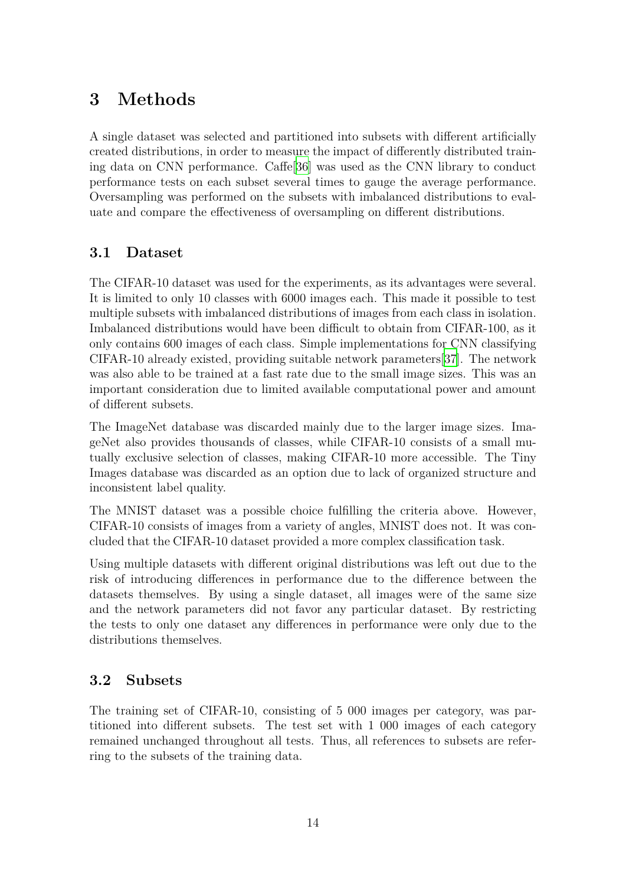# 3 Methods

A single dataset was selected and partitioned into subsets with different artificially created distributions, in order to measure the impact of differently distributed training data on CNN performance. Caffe[36] was used as the CNN library to conduct performance tests on each subset several times to gauge the average performance. Oversampling was performed on the subsets with imbalanced distributions to evaluate and compare the effectiveness of oversampling on different distributions.

## 3.1 Dataset

The CIFAR-10 dataset was used for the experiments, as its advantages were several. It is limited to only 10 classes with 6000 images each. This made it possible to test multiple subsets with imbalanced distributions of images from each class in isolation. Imbalanced distributions would have been difficult to obtain from CIFAR-100, as it only contains 600 images of each class. Simple implementations for CNN classifying CIFAR-10 already existed, providing suitable network parameters[37]. The network was also able to be trained at a fast rate due to the small image sizes. This was an important consideration due to limited available computational power and amount of different subsets.

The ImageNet database was discarded mainly due to the larger image sizes. ImageNet also provides thousands of classes, while CIFAR-10 consists of a small mutually exclusive selection of classes, making CIFAR-10 more accessible. The Tiny Images database was discarded as an option due to lack of organized structure and inconsistent label quality.

The MNIST dataset was a possible choice fulfilling the criteria above. However, CIFAR-10 consists of images from a variety of angles, MNIST does not. It was concluded that the CIFAR-10 dataset provided a more complex classification task.

Using multiple datasets with different original distributions was left out due to the risk of introducing differences in performance due to the difference between the datasets themselves. By using a single dataset, all images were of the same size and the network parameters did not favor any particular dataset. By restricting the tests to only one dataset any differences in performance were only due to the distributions themselves.

## 3.2 Subsets

The training set of CIFAR-10, consisting of 5 000 images per category, was partitioned into different subsets. The test set with 1 000 images of each category remained unchanged throughout all tests. Thus, all references to subsets are referring to the subsets of the training data.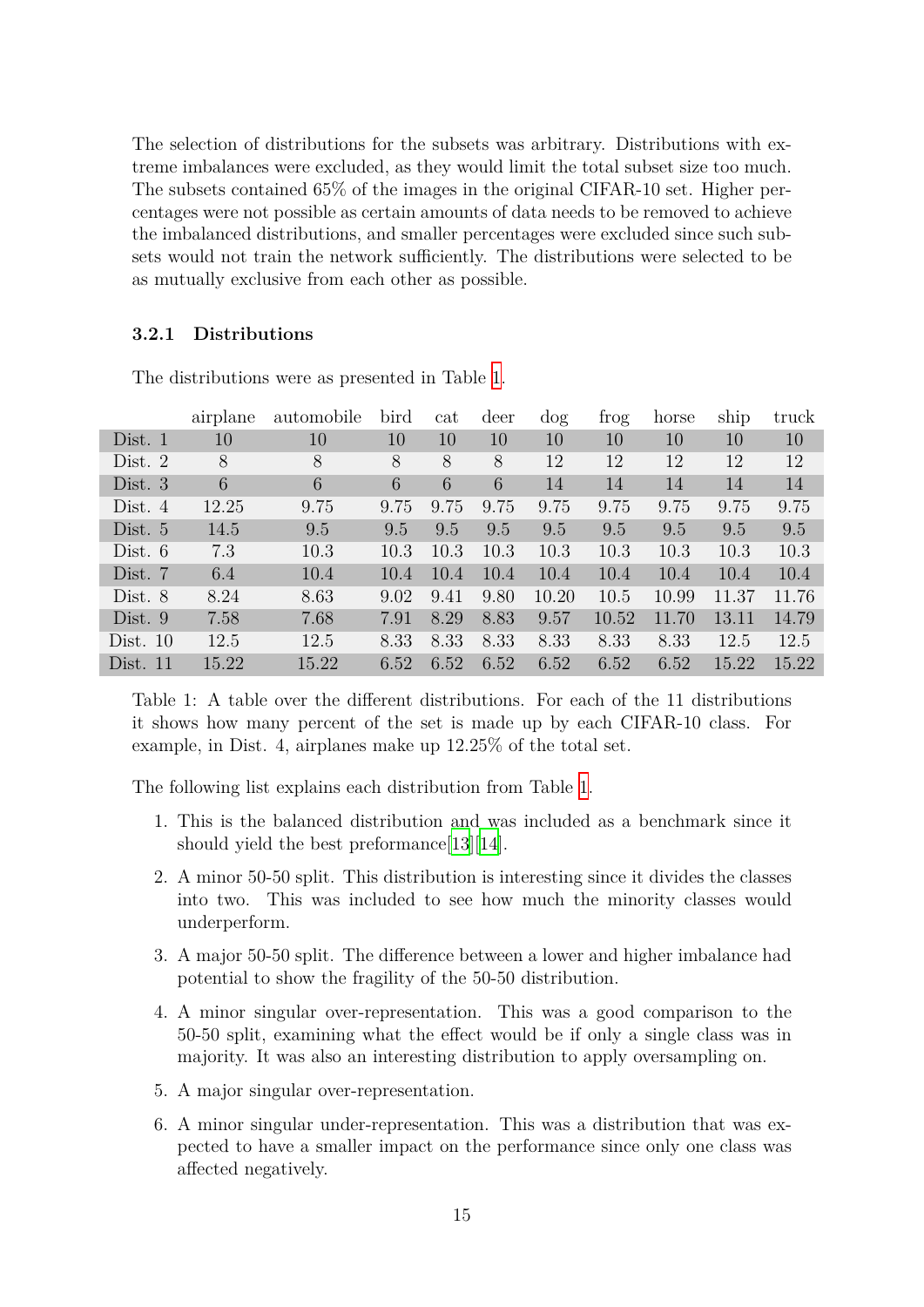The selection of distributions for the subsets was arbitrary. Distributions with extreme imbalances were excluded, as they would limit the total subset size too much. The subsets contained 65% of the images in the original CIFAR-10 set. Higher percentages were not possible as certain amounts of data needs to be removed to achieve the imbalanced distributions, and smaller percentages were excluded since such subsets would not train the network sufficiently. The distributions were selected to be as mutually exclusive from each other as possible.

### 3.2.1 Distributions

The distributions were as presented in Table 1.

| | airplane | automobile | bird | cat | deer | dog | frog | horse | ship | truck |
|---|---|---|---|---|---|---|---|---|---|---|
| Dist. 1 | 10 | 10 | 10 | 10 | 10 | 10 | 10 | 10 | 10 | 10 |
| Dist. 2 | 8 | 8 | 8 | 8 | 8 | 12 | 12 | 12 | 12 | 12 |
| Dist. 3 | 6 | 6 | 6 | 6 | 6 | 14 | 14 | 14 | 14 | 14 |
| Dist. 4 | 12.25 | 9.75 | 9.75 | 9.75 | 9.75 | 9.75 | 9.75 | 9.75 | 9.75 | 9.75 |
| Dist. 5 | 14.5 | 9.5 | 9.5 | 9.5 | 9.5 | 9.5 | 9.5 | 9.5 | 9.5 | 9.5 |
| Dist. 6 | 7.3 | 10.3 | 10.3 | 10.3 | 10.3 | 10.3 | 10.3 | 10.3 | 10.3 | 10.3 |
| Dist. 7 | 6.4 | 10.4 | 10.4 | 10.4 | 10.4 | 10.4 | 10.4 | 10.4 | 10.4 | 10.4 |
| Dist. 8 | 8.24 | 8.63 | 9.02 | 9.41 | 9.80 | 10.20 | 10.5 | 10.99 | 11.37 | 11.76 |
| Dist. 9 | 7.58 | 7.68 | 7.91 | 8.29 | 8.83 | 9.57 | 10.52 | 11.70 | 13.11 | 14.79 |
| Dist. 10 | 12.5 | 12.5 | 8.33 | 8.33 | 8.33 | 8.33 | 8.33 | 8.33 | 12.5 | 12.5 |
| Dist. 11 | 15.22 | 15.22 | 6.52 | 6.52 | 6.52 | 6.52 | 6.52 | 6.52 | 15.22 | 15.22 |

Table 1: A table over the different distributions. For each of the 11 distributions it shows how many percent of the set is made up by each CIFAR-10 class. For example, in Dist. 4, airplanes make up 12.25% of the total set.

The following list explains each distribution from Table 1.

1. This is the balanced distribution and was included as a benchmark since it should yield the best preformance[13][14].
2. A minor 50-50 split. This distribution is interesting since it divides the classes into two. This was included to see how much the minority classes would underperform.
3. A major 50-50 split. The difference between a lower and higher imbalance had potential to show the fragility of the 50-50 distribution.
4. A minor singular over-representation. This was a good comparison to the 50-50 split, examining what the effect would be if only a single class was in majority. It was also an interesting distribution to apply oversampling on.
5. A major singular over-representation.
6. A minor singular under-representation. This was a distribution that was expected to have a smaller impact on the performance since only one class was affected negatively.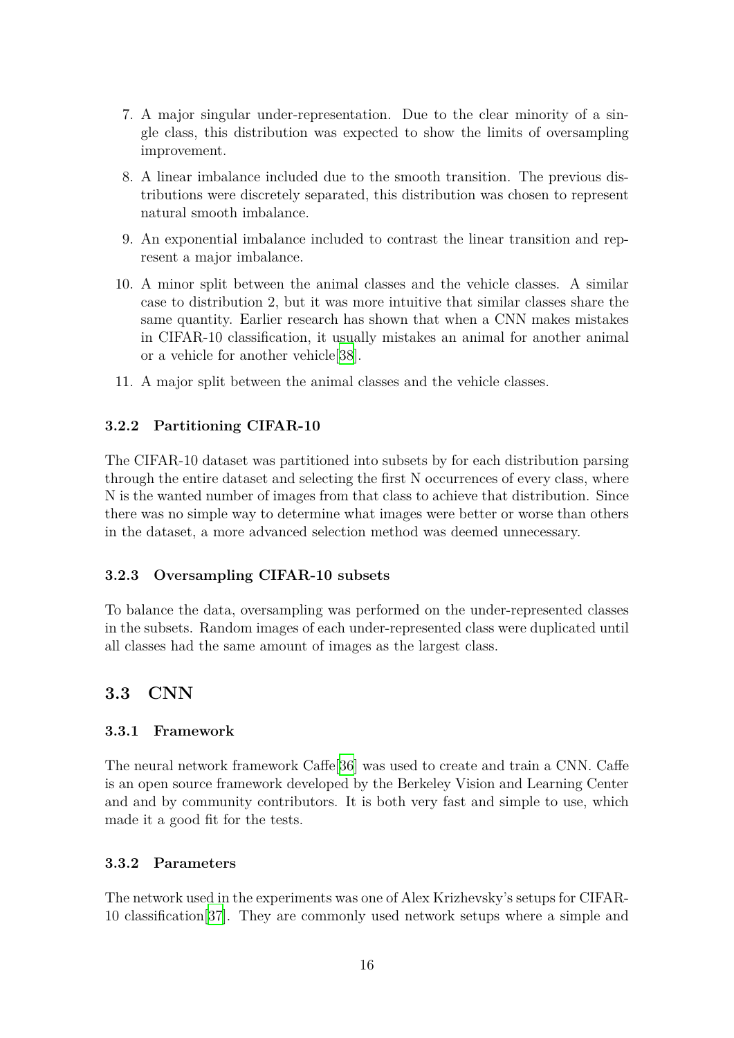7. A major singular under-representation. Due to the clear minority of a single class, this distribution was expected to show the limits of oversampling improvement.
8. A linear imbalance included due to the smooth transition. The previous distributions were discretely separated, this distribution was chosen to represent natural smooth imbalance.
9. An exponential imbalance included to contrast the linear transition and represent a major imbalance.
10. A minor split between the animal classes and the vehicle classes. A similar case to distribution 2, but it was more intuitive that similar classes share the same quantity. Earlier research has shown that when a CNN makes mistakes in CIFAR-10 classification, it usually mistakes an animal for another animal or a vehicle for another vehicle[38].
11. A major split between the animal classes and the vehicle classes.

### 3.2.2 Partitioning CIFAR-10

The CIFAR-10 dataset was partitioned into subsets by for each distribution parsing through the entire dataset and selecting the first N occurrences of every class, where N is the wanted number of images from that class to achieve that distribution. Since there was no simple way to determine what images were better or worse than others in the dataset, a more advanced selection method was deemed unnecessary.

### 3.2.3 Oversampling CIFAR-10 subsets

To balance the data, oversampling was performed on the under-represented classes in the subsets. Random images of each under-represented class were duplicated until all classes had the same amount of images as the largest class.

## 3.3 CNN

### 3.3.1 Framework

The neural network framework Caffe[36] was used to create and train a CNN. Caffe is an open source framework developed by the Berkeley Vision and Learning Center and and by community contributors. It is both very fast and simple to use, which made it a good fit for the tests.

### 3.3.2 Parameters

The network used in the experiments was one of Alex Krizhevsky's setups for CIFAR-10 classification[37]. They are commonly used network setups where a simple and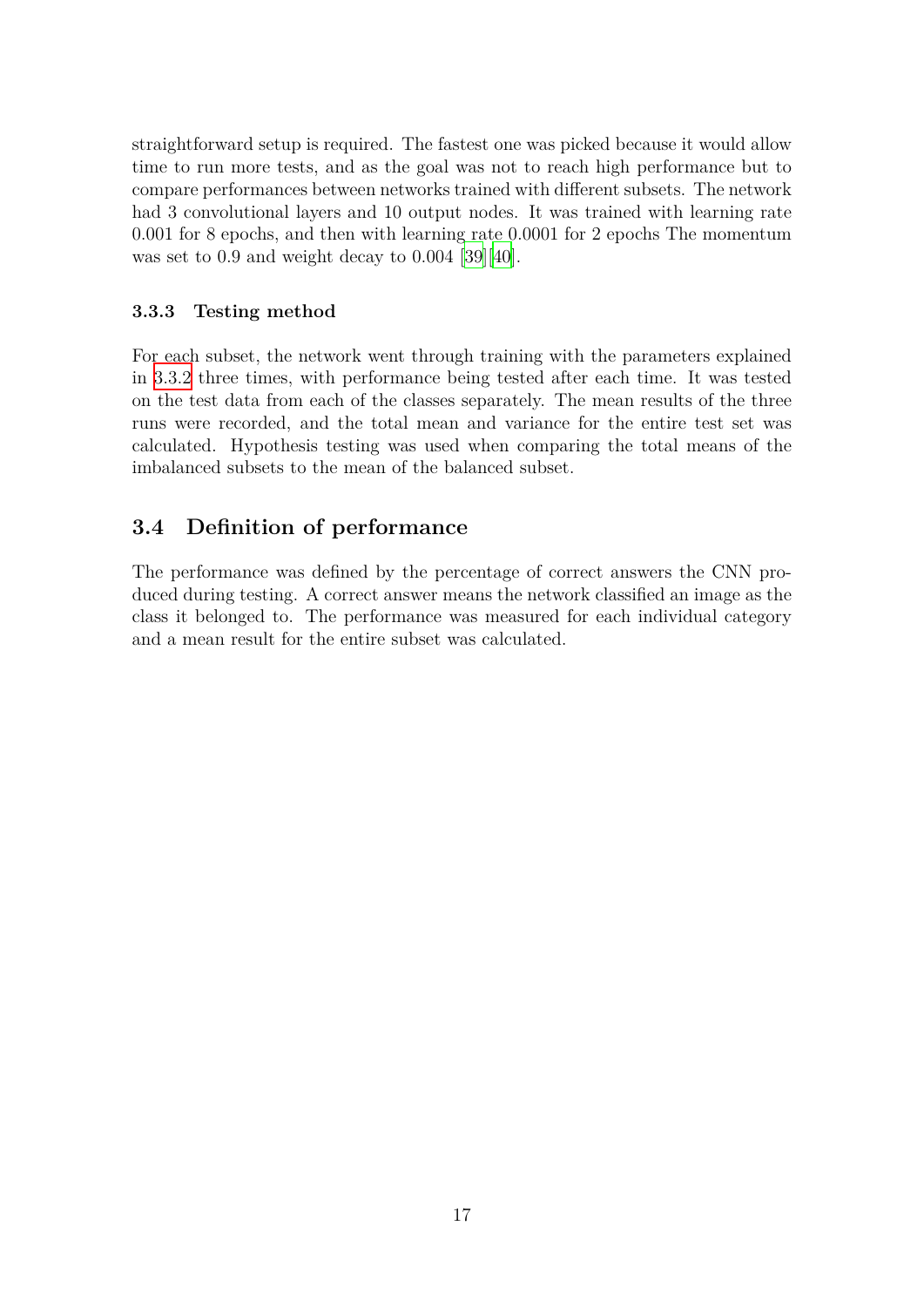straightforward setup is required. The fastest one was picked because it would allow time to run more tests, and as the goal was not to reach high performance but to compare performances between networks trained with different subsets. The network had 3 convolutional layers and 10 output nodes. It was trained with learning rate 0.001 for 8 epochs, and then with learning rate 0.0001 for 2 epochs The momentum was set to 0.9 and weight decay to 0.004 [39][40].

### 3.3.3 Testing method

For each subset, the network went through training with the parameters explained in 3.3.2 three times, with performance being tested after each time. It was tested on the test data from each of the classes separately. The mean results of the three runs were recorded, and the total mean and variance for the entire test set was calculated. Hypothesis testing was used when comparing the total means of the imbalanced subsets to the mean of the balanced subset.

## 3.4 Definition of performance

The performance was defined by the percentage of correct answers the CNN produced during testing. A correct answer means the network classified an image as the class it belonged to. The performance was measured for each individual category and a mean result for the entire subset was calculated.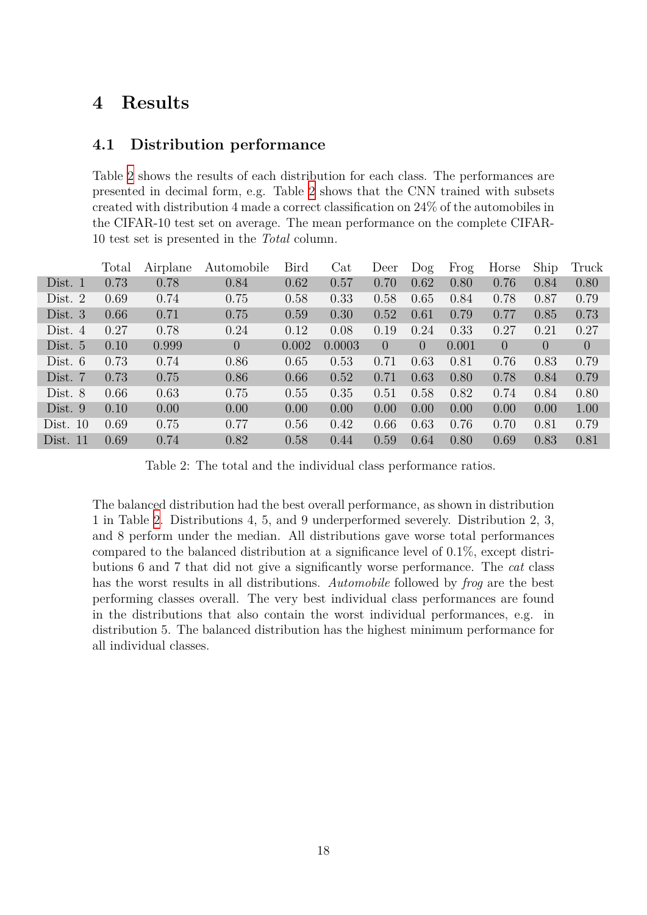# 4 Results

## 4.1 Distribution performance

Table 2 shows the results of each distribution for each class. The performances are presented in decimal form, e.g. Table 2 shows that the CNN trained with subsets created with distribution 4 made a correct classification on 24% of the automobiles in the CIFAR-10 test set on average. The mean performance on the complete CIFAR-10 test set is presented in the *Total* column.

| | Total | Airplane | Automobile | Bird | Cat | Deer | Dog | Frog | Horse | Ship | Truck |
|---|---|---|---|---|---|---|---|---|---|---|---|
| Dist. 1 | 0.73 | 0.78 | 0.84 | 0.62 | 0.57 | 0.70 | 0.62 | 0.80 | 0.76 | 0.84 | 0.80 |
| Dist. 2 | 0.69 | 0.74 | 0.75 | 0.58 | 0.33 | 0.58 | 0.65 | 0.84 | 0.78 | 0.87 | 0.79 |
| Dist. 3 | 0.66 | 0.71 | 0.75 | 0.59 | 0.30 | 0.52 | 0.61 | 0.79 | 0.77 | 0.85 | 0.73 |
| Dist. 4 | 0.27 | 0.78 | 0.24 | 0.12 | 0.08 | 0.19 | 0.24 | 0.33 | 0.27 | 0.21 | 0.27 |
| Dist. 5 | 0.10 | 0.999 | 0 | 0.002 | 0.0003 | 0 | 0 | 0.001 | 0 | 0 | 0 |
| Dist. 6 | 0.73 | 0.74 | 0.86 | 0.65 | 0.53 | 0.71 | 0.63 | 0.81 | 0.76 | 0.83 | 0.79 |
| Dist. 7 | 0.73 | 0.75 | 0.86 | 0.66 | 0.52 | 0.71 | 0.63 | 0.80 | 0.78 | 0.84 | 0.79 |
| Dist. 8 | 0.66 | 0.63 | 0.75 | 0.55 | 0.35 | 0.51 | 0.58 | 0.82 | 0.74 | 0.84 | 0.80 |
| Dist. 9 | 0.10 | 0.00 | 0.00 | 0.00 | 0.00 | 0.00 | 0.00 | 0.00 | 0.00 | 0.00 | 1.00 |
| Dist. 10 | 0.69 | 0.75 | 0.77 | 0.56 | 0.42 | 0.66 | 0.63 | 0.76 | 0.70 | 0.81 | 0.79 |
| Dist. 11 | 0.69 | 0.74 | 0.82 | 0.58 | 0.44 | 0.59 | 0.64 | 0.80 | 0.69 | 0.83 | 0.81 |

Table 2: The total and the individual class performance ratios.

The balanced distribution had the best overall performance, as shown in distribution 1 in Table 2. Distributions 4, 5, and 9 underperformed severely. Distribution 2, 3, and 8 perform under the median. All distributions gave worse total performances compared to the balanced distribution at a significance level of 0.1%, except distributions 6 and 7 that did not give a significantly worse performance. The *cat* class has the worst results in all distributions. *Automobile* followed by *frog* are the best performing classes overall. The very best individual class performances are found in the distributions that also contain the worst individual performances, e.g. in distribution 5. The balanced distribution has the highest minimum performance for all individual classes.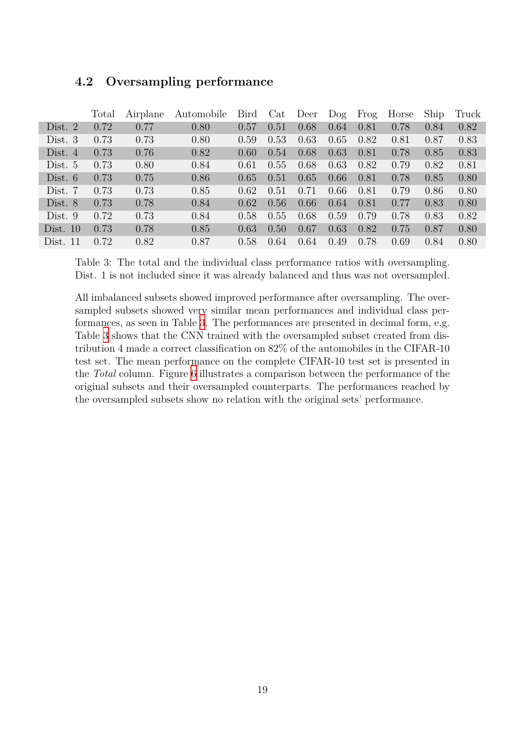### 4.2 Oversampling performance

| | Total | Airplane | Automobile | Bird | Cat | Deer | Dog | Frog | Horse | Ship | Truck |
|---|---|---|---|---|---|---|---|---|---|---|---|
| Dist. 2 | 0.72 | 0.77 | 0.80 | 0.57 | 0.51 | 0.68 | 0.64 | 0.81 | 0.78 | 0.84 | 0.82 |
| Dist. 3 | 0.73 | 0.73 | 0.80 | 0.59 | 0.53 | 0.63 | 0.65 | 0.82 | 0.81 | 0.87 | 0.83 |
| Dist. 4 | 0.73 | 0.76 | 0.82 | 0.60 | 0.54 | 0.68 | 0.63 | 0.81 | 0.78 | 0.85 | 0.83 |
| Dist. 5 | 0.73 | 0.80 | 0.84 | 0.61 | 0.55 | 0.68 | 0.63 | 0.82 | 0.79 | 0.82 | 0.81 |
| Dist. 6 | 0.73 | 0.75 | 0.86 | 0.65 | 0.51 | 0.65 | 0.66 | 0.81 | 0.78 | 0.85 | 0.80 |
| Dist. 7 | 0.73 | 0.73 | 0.85 | 0.62 | 0.51 | 0.71 | 0.66 | 0.81 | 0.79 | 0.86 | 0.80 |
| Dist. 8 | 0.73 | 0.78 | 0.84 | 0.62 | 0.56 | 0.66 | 0.64 | 0.81 | 0.77 | 0.83 | 0.80 |
| Dist. 9 | 0.72 | 0.73 | 0.84 | 0.58 | 0.55 | 0.68 | 0.59 | 0.79 | 0.78 | 0.83 | 0.82 |
| Dist. 10 | 0.73 | 0.78 | 0.85 | 0.63 | 0.50 | 0.67 | 0.63 | 0.82 | 0.75 | 0.87 | 0.80 |
| Dist. 11 | 0.72 | 0.82 | 0.87 | 0.58 | 0.64 | 0.64 | 0.49 | 0.78 | 0.69 | 0.84 | 0.80 |

Table 3: The total and the individual class performance ratios with oversampling. Dist. 1 is not included since it was already balanced and thus was not oversampled.

All imbalanced subsets showed improved performance after oversampling. The oversampled subsets showed very similar mean performances and individual class performances, as seen in Table 3. The performances are presented in decimal form, e.g. Table 3 shows that the CNN trained with the oversampled subset created from distribution 4 made a correct classification on 82% of the automobiles in the CIFAR-10 test set. The mean performance on the complete CIFAR-10 test set is presented in the *Total* column. Figure 6 illustrates a comparison between the performance of the original subsets and their oversampled counterparts. The performances reached by the oversampled subsets show no relation with the original sets' performance.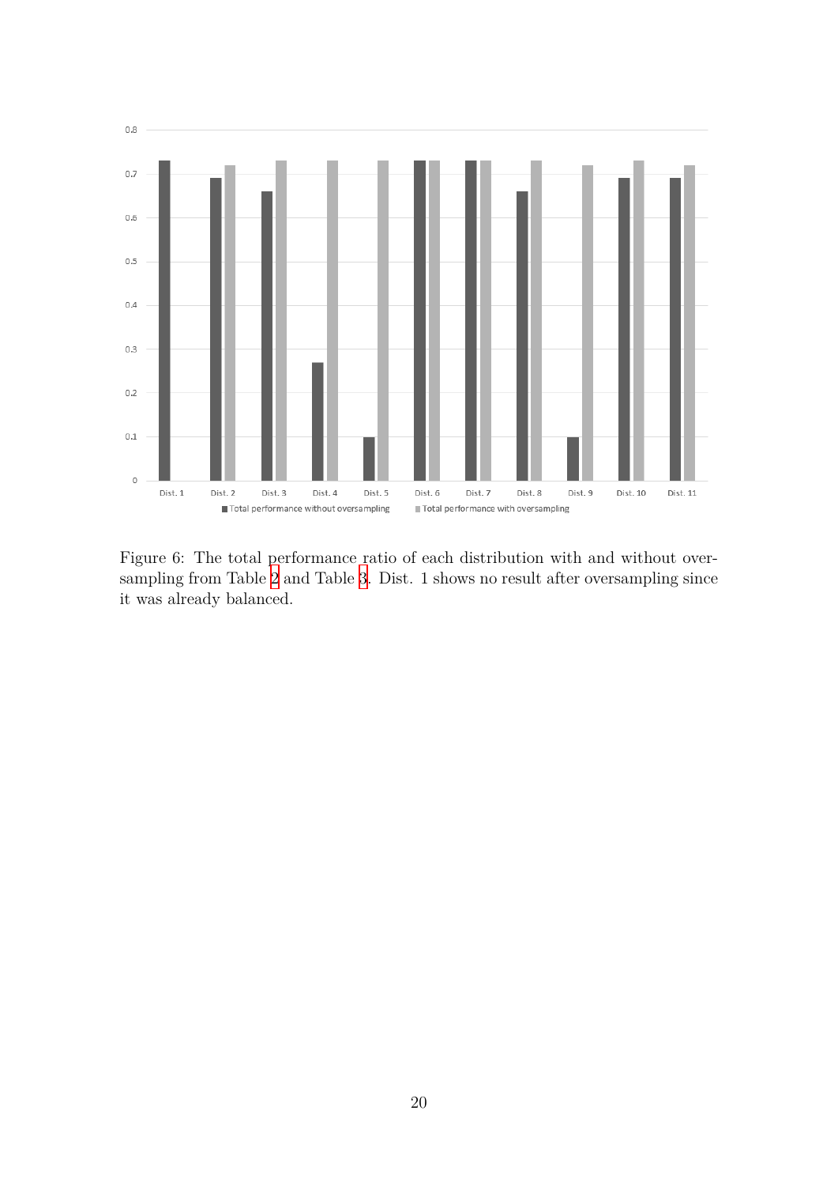Figure 6: The total performance ratio of each distribution with and without oversampling from Table 2 and Table 3. Dist. 1 shows no result after oversampling since it was already balanced.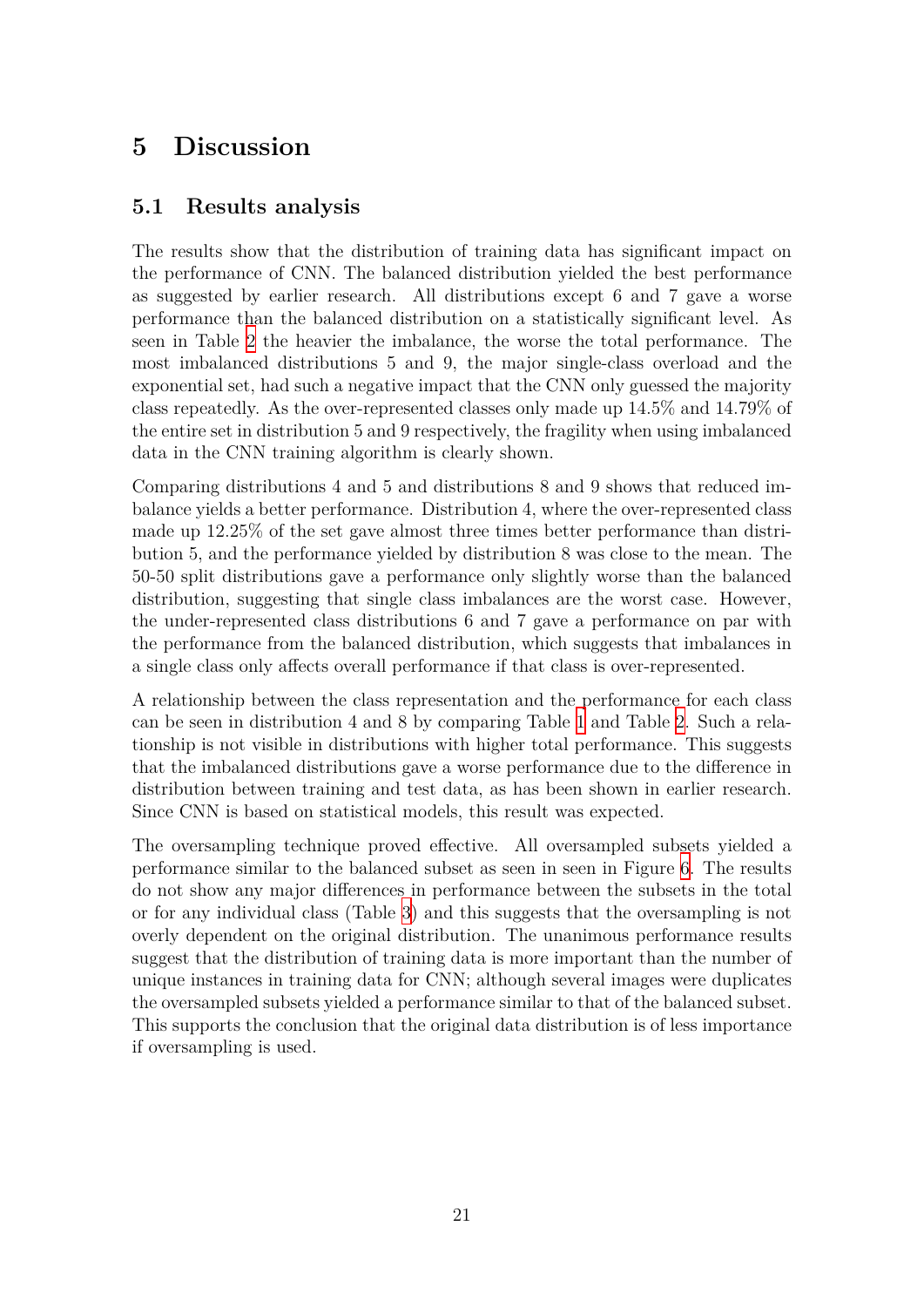# 5 Discussion

## 5.1 Results analysis

The results show that the distribution of training data has significant impact on the performance of CNN. The balanced distribution yielded the best performance as suggested by earlier research. All distributions except 6 and 7 gave a worse performance than the balanced distribution on a statistically significant level. As seen in Table 2 the heavier the imbalance, the worse the total performance. The most imbalanced distributions 5 and 9, the major single-class overload and the exponential set, had such a negative impact that the CNN only guessed the majority class repeatedly. As the over-represented classes only made up 14.5% and 14.79% of the entire set in distribution 5 and 9 respectively, the fragility when using imbalanced data in the CNN training algorithm is clearly shown.

Comparing distributions 4 and 5 and distributions 8 and 9 shows that reduced imbalance yields a better performance. Distribution 4, where the over-represented class made up 12.25% of the set gave almost three times better performance than distribution 5, and the performance yielded by distribution 8 was close to the mean. The 50-50 split distributions gave a performance only slightly worse than the balanced distribution, suggesting that single class imbalances are the worst case. However, the under-represented class distributions 6 and 7 gave a performance on par with the performance from the balanced distribution, which suggests that imbalances in a single class only affects overall performance if that class is over-represented.

A relationship between the class representation and the performance for each class can be seen in distribution 4 and 8 by comparing Table 1 and Table 2. Such a relationship is not visible in distributions with higher total performance. This suggests that the imbalanced distributions gave a worse performance due to the difference in distribution between training and test data, as has been shown in earlier research. Since CNN is based on statistical models, this result was expected.

The oversampling technique proved effective. All oversampled subsets yielded a performance similar to the balanced subset as seen in seen in Figure 6. The results do not show any major differences in performance between the subsets in the total or for any individual class (Table 3) and this suggests that the oversampling is not overly dependent on the original distribution. The unanimous performance results suggest that the distribution of training data is more important than the number of unique instances in training data for CNN; although several images were duplicates the oversampled subsets yielded a performance similar to that of the balanced subset. This supports the conclusion that the original data distribution is of less importance if oversampling is used.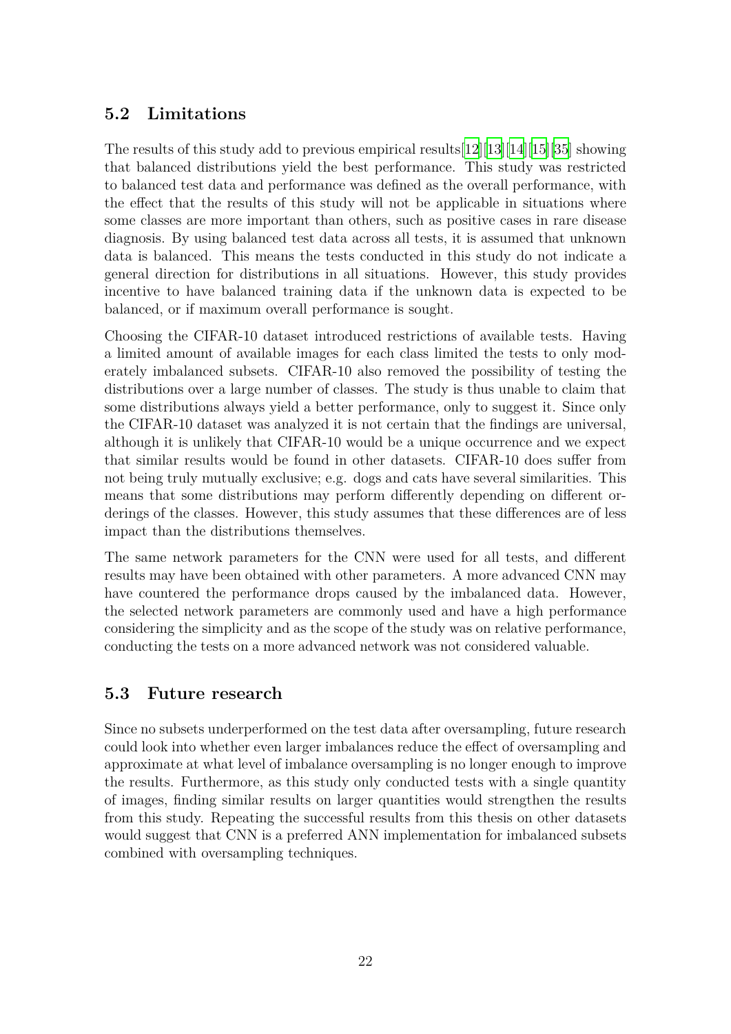## 5.2 Limitations

The results of this study add to previous empirical results[12][13][14][15][35] showing that balanced distributions yield the best performance. This study was restricted to balanced test data and performance was defined as the overall performance, with the effect that the results of this study will not be applicable in situations where some classes are more important than others, such as positive cases in rare disease diagnosis. By using balanced test data across all tests, it is assumed that unknown data is balanced. This means the tests conducted in this study do not indicate a general direction for distributions in all situations. However, this study provides incentive to have balanced training data if the unknown data is expected to be balanced, or if maximum overall performance is sought.

Choosing the CIFAR-10 dataset introduced restrictions of available tests. Having a limited amount of available images for each class limited the tests to only moderately imbalanced subsets. CIFAR-10 also removed the possibility of testing the distributions over a large number of classes. The study is thus unable to claim that some distributions always yield a better performance, only to suggest it. Since only the CIFAR-10 dataset was analyzed it is not certain that the findings are universal, although it is unlikely that CIFAR-10 would be a unique occurrence and we expect that similar results would be found in other datasets. CIFAR-10 does suffer from not being truly mutually exclusive; e.g. dogs and cats have several similarities. This means that some distributions may perform differently depending on different orderings of the classes. However, this study assumes that these differences are of less impact than the distributions themselves.

The same network parameters for the CNN were used for all tests, and different results may have been obtained with other parameters. A more advanced CNN may have countered the performance drops caused by the imbalanced data. However, the selected network parameters are commonly used and have a high performance considering the simplicity and as the scope of the study was on relative performance, conducting the tests on a more advanced network was not considered valuable.

## 5.3 Future research

Since no subsets underperformed on the test data after oversampling, future research could look into whether even larger imbalances reduce the effect of oversampling and approximate at what level of imbalance oversampling is no longer enough to improve the results. Furthermore, as this study only conducted tests with a single quantity of images, finding similar results on larger quantities would strengthen the results from this study. Repeating the successful results from this thesis on other datasets would suggest that CNN is a preferred ANN implementation for imbalanced subsets combined with oversampling techniques.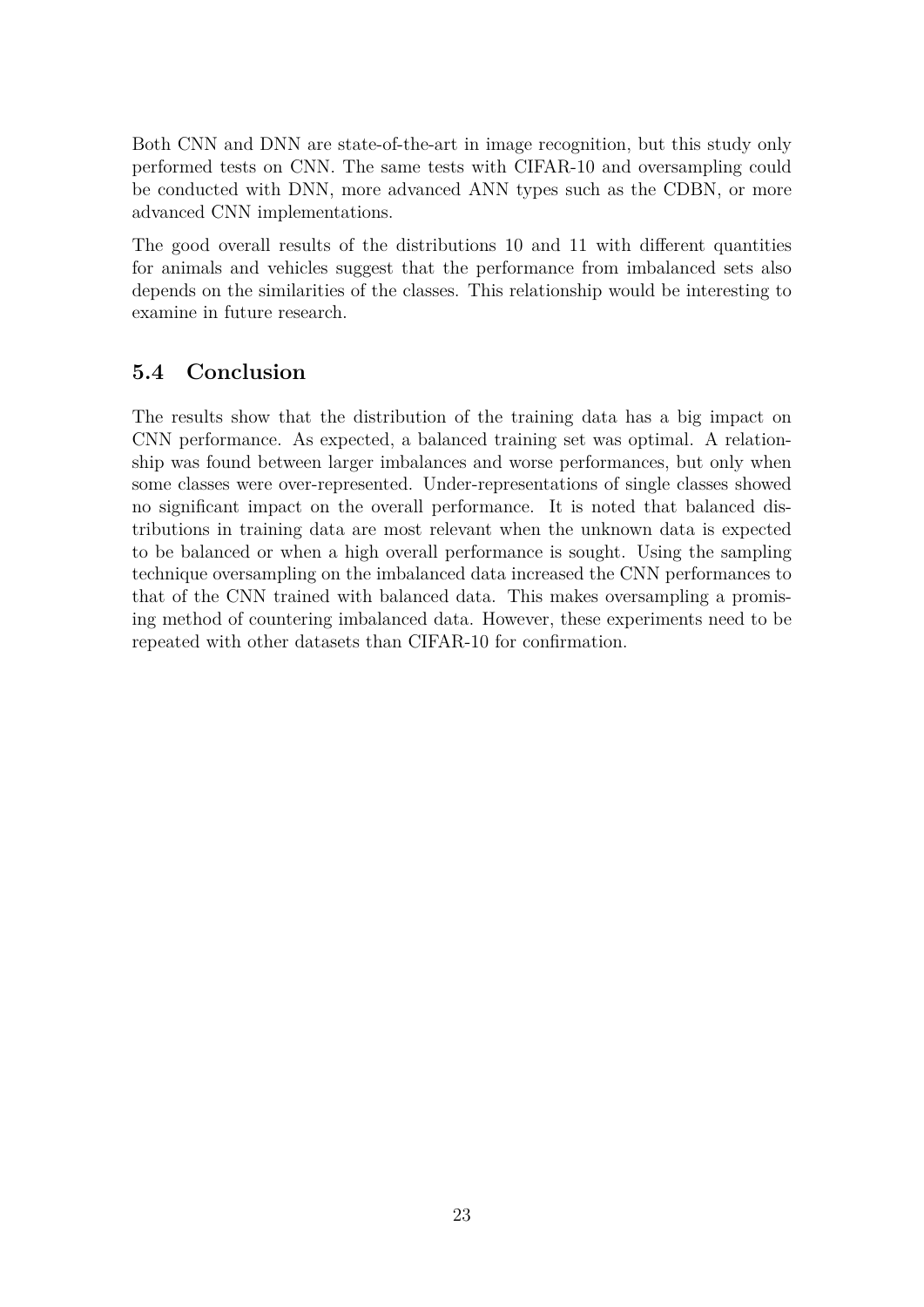Both CNN and DNN are state-of-the-art in image recognition, but this study only performed tests on CNN. The same tests with CIFAR-10 and oversampling could be conducted with DNN, more advanced ANN types such as the CDBN, or more advanced CNN implementations.

The good overall results of the distributions 10 and 11 with different quantities for animals and vehicles suggest that the performance from imbalanced sets also depends on the similarities of the classes. This relationship would be interesting to examine in future research.

## 5.4 Conclusion

The results show that the distribution of the training data has a big impact on CNN performance. As expected, a balanced training set was optimal. A relationship was found between larger imbalances and worse performances, but only when some classes were over-represented. Under-representations of single classes showed no significant impact on the overall performance. It is noted that balanced distributions in training data are most relevant when the unknown data is expected to be balanced or when a high overall performance is sought. Using the sampling technique oversampling on the imbalanced data increased the CNN performances to that of the CNN trained with balanced data. This makes oversampling a promising method of countering imbalanced data. However, these experiments need to be repeated with other datasets than CIFAR-10 for confirmation.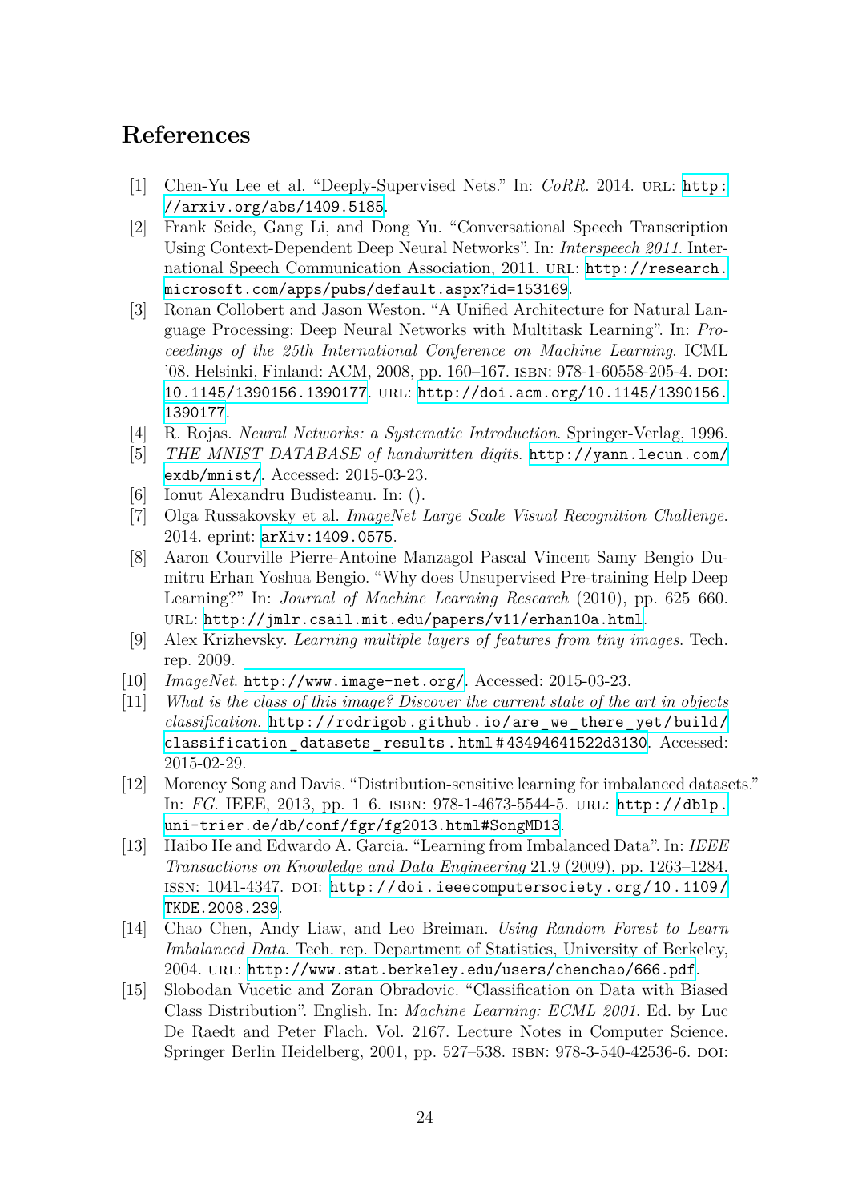# References

[1] Chen-Yu Lee et al. "Deeply-Supervised Nets." In: *CoRR*. 2014. URL: http://arxiv.org/abs/1409.5185.

[2] Frank Seide, Gang Li, and Dong Yu. "Conversational Speech Transcription Using Context-Dependent Deep Neural Networks". In: *Interspeech 2011*. International Speech Communication Association, 2011. URL: http://research.microsoft.com/apps/pubs/default.aspx?id=153169.

[3] Ronan Collobert and Jason Weston. "A Unified Architecture for Natural Language Processing: Deep Neural Networks with Multitask Learning". In: *Proceedings of the 25th International Conference on Machine Learning*. ICML '08. Helsinki, Finland: ACM, 2008, pp. 160–167. ISBN: 978-1-60558-205-4. DOI: 10.1145/1390156.1390177. URL: http://doi.acm.org/10.1145/1390156.1390177.

[4] R. Rojas. *Neural Networks: a Systematic Introduction*. Springer-Verlag, 1996.

[5] *THE MNIST DATABASE of handwritten digits*. http://yann.lecun.com/exdb/mnist/. Accessed: 2015-03-23.

[6] Ionut Alexandru Budisteanu. In: ().

[7] Olga Russakovsky et al. *ImageNet Large Scale Visual Recognition Challenge*. 2014. eprint: arXiv:1409.0575.

[8] Aaron Courville Pierre-Antoine Manzagol Pascal Vincent Samy Bengio Dumitru Erhan Yoshua Bengio. "Why does Unsupervised Pre-training Help Deep Learning?" In: *Journal of Machine Learning Research* (2010), pp. 625–660. URL: http://jmlr.csail.mit.edu/papers/v11/erhan10a.html.

[9] Alex Krizhevsky. *Learning multiple layers of features from tiny images*. Tech. rep. 2009.

[10] *ImageNet*. http://www.image-net.org/. Accessed: 2015-03-23.

[11] *What is the class of this image? Discover the current state of the art in objects classification*. http://rodrigob.github.io/are_we_there_yet/build/classification_datasets_results.html#43494641522d3130. Accessed: 2015-02-29.

[12] Morency Song and Davis. "Distribution-sensitive learning for imbalanced datasets." In: *FG*. IEEE, 2013, pp. 1–6. ISBN: 978-1-4673-5544-5. URL: http://dblp.uni-trier.de/db/conf/fgr/fg2013.html#SongMD13.

[13] Haibo He and Edwardo A. Garcia. "Learning from Imbalanced Data". In: *IEEE Transactions on Knowledge and Data Engineering* 21.9 (2009), pp. 1263–1284. ISSN: 1041-4347. DOI: http://doi.ieeecomputersociety.org/10.1109/TKDE.2008.239.

[14] Chao Chen, Andy Liaw, and Leo Breiman. *Using Random Forest to Learn Imbalanced Data*. Tech. rep. Department of Statistics, University of Berkeley, 2004. URL: http://www.stat.berkeley.edu/users/chenchao/666.pdf.

[15] Slobodan Vucetic and Zoran Obradovic. "Classification on Data with Biased Class Distribution". English. In: *Machine Learning: ECML 2001*. Ed. by Luc De Raedt and Peter Flach. Vol. 2167. Lecture Notes in Computer Science. Springer Berlin Heidelberg, 2001, pp. 527–538. ISBN: 978-3-540-42536-6. DOI: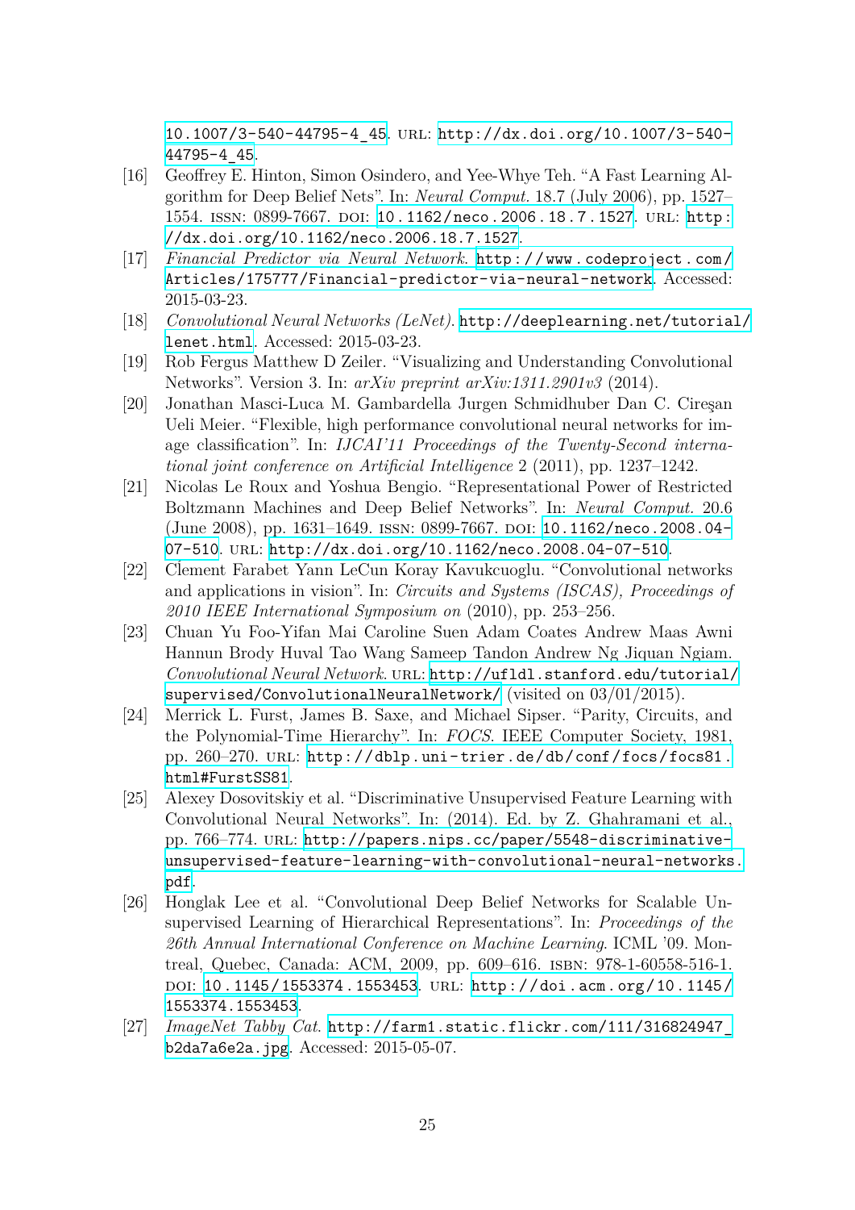10.1007/3-540-44795-4_45. URL: http://dx.doi.org/10.1007/3-540-44795-4_45.

[16] Geoffrey E. Hinton, Simon Osindero, and Yee-Whye Teh. “A Fast Learning Algorithm for Deep Belief Nets”. In: *Neural Comput.* 18.7 (July 2006), pp. 1527–1554. ISSN: 0899-7667. DOI: 10.1162/neco.2006.18.7.1527. URL: http://dx.doi.org/10.1162/neco.2006.18.7.1527.

[17] *Financial Predictor via Neural Network.* http://www.codeproject.com/Articles/175777/Financial-predictor-via-neural-network. Accessed: 2015-03-23.

[18] *Convolutional Neural Networks (LeNet).* http://deeplearning.net/tutorial/lenet.html. Accessed: 2015-03-23.

[19] Rob Fergus Matthew D Zeiler. “Visualizing and Understanding Convolutional Networks”. Version 3. In: *arXiv preprint arXiv:1311.2901v3* (2014).

[20] Jonathan Masci-Luca M. Gambardella Jurgen Schmidhuber Dan C. Cireşan Ueli Meier. “Flexible, high performance convolutional neural networks for image classification”. In: *IJCAI'11 Proceedings of the Twenty-Second international joint conference on Artificial Intelligence* 2 (2011), pp. 1237–1242.

[21] Nicolas Le Roux and Yoshua Bengio. “Representational Power of Restricted Boltzmann Machines and Deep Belief Networks”. In: *Neural Comput.* 20.6 (June 2008), pp. 1631–1649. ISSN: 0899-7667. DOI: 10.1162/neco.2008.04-07-510. URL: http://dx.doi.org/10.1162/neco.2008.04-07-510.

[22] Clément Farabet Yann LeCun Koray Kavukcuoglu. “Convolutional networks and applications in vision”. In: *Circuits and Systems (ISCAS), Proceedings of 2010 IEEE International Symposium on* (2010), pp. 253–256.

[23] Chuan Yu Foo-Yifan Mai Caroline Suen Adam Coates Andrew Maas Awni Hannun Brody Huval Tao Wang Sameep Tandon Andrew Ng Jiquan Ngiam. *Convolutional Neural Network.* URL: http://ufldl.stanford.edu/tutorial/supervised/ConvolutionalNeuralNetwork/ (visited on 03/01/2015).

[24] Merrick L. Furst, James B. Saxe, and Michael Sipser. “Parity, Circuits, and the Polynomial-Time Hierarchy”. In: *FOCS*. IEEE Computer Society, 1981, pp. 260–270. URL: http://dblp.uni-trier.de/db/conf/focs/focs81.html#FurstSS81.

[25] Alexey Dosovitskiy et al. “Discriminative Unsupervised Feature Learning with Convolutional Neural Networks”. In: (2014). Ed. by Z. Ghahramani et al., pp. 766–774. URL: http://papers.nips.cc/paper/5548-discriminative-unsupervised-feature-learning-with-convolutional-neural-networks.pdf.

[26] Honglak Lee et al. “Convolutional Deep Belief Networks for Scalable Unsupervised Learning of Hierarchical Representations”. In: *Proceedings of the 26th Annual International Conference on Machine Learning*. ICML '09. Montreal, Quebec, Canada: ACM, 2009, pp. 609–616. ISBN: 978-1-60558-516-1. DOI: 10.1145/1553374.1553453. URL: http://doi.acm.org/10.1145/1553374.1553453.

[27] *ImageNet Tabby Cat.* http://farm1.static.flickr.com/111/316824947_b2da7a6e2a.jpg. Accessed: 2015-05-07.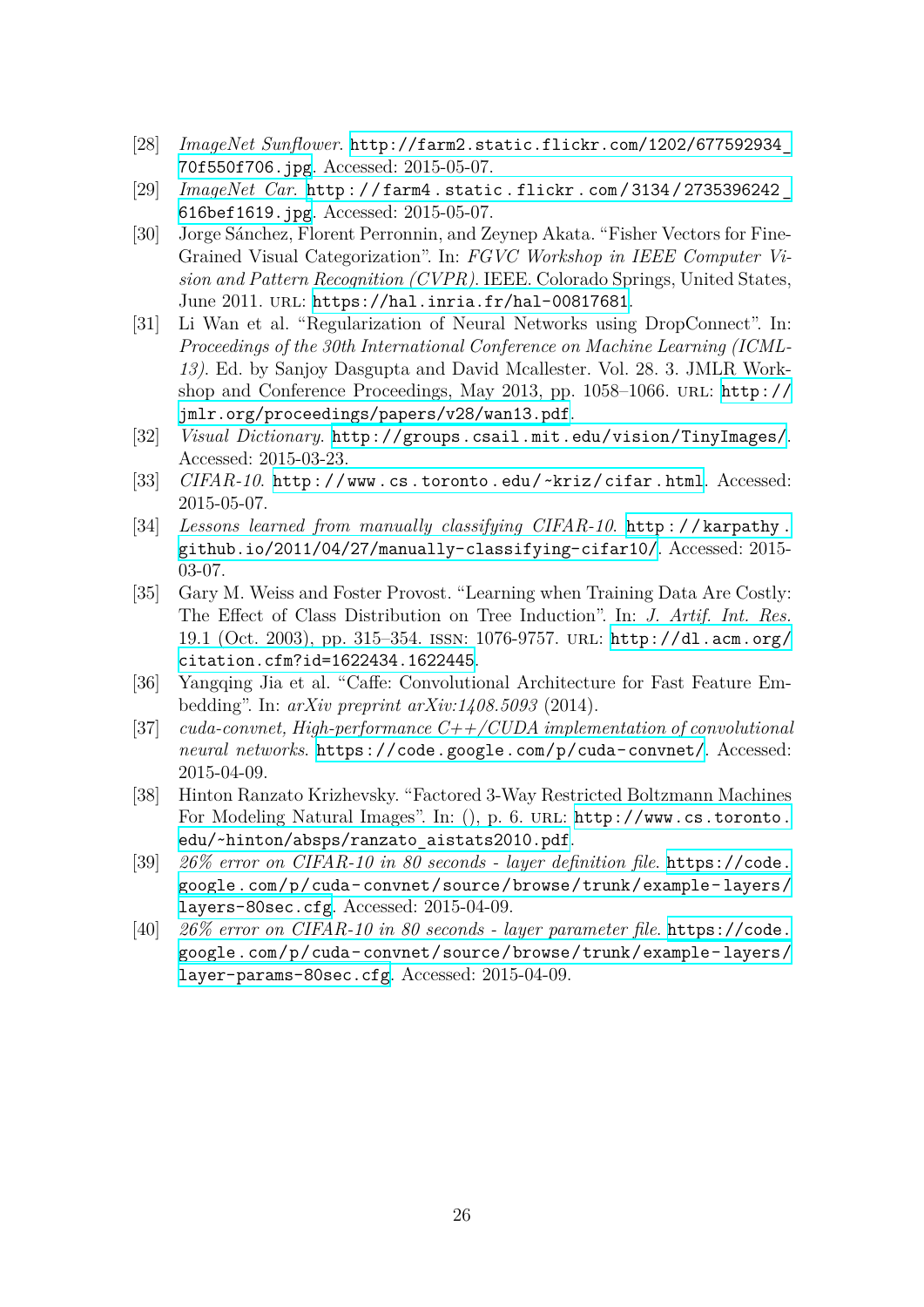[28] *ImageNet Sunflower.* http://farm2.static.flickr.com/1202/677592934_70f550f706.jpg. Accessed: 2015-05-07.

[29] *ImageNet Car.* http://farm4.static.flickr.com/3134/2735396242_616bef1619.jpg. Accessed: 2015-05-07.

[30] Jorge Sánchez, Florent Perronnin, and Zeynep Akata. "Fisher Vectors for Fine-Grained Visual Categorization". In: *FGVC Workshop in IEEE Computer Vision and Pattern Recognition (CVPR)*. IEEE. Colorado Springs, United States, June 2011. URL: https://hal.inria.fr/hal-00817681.

[31] Li Wan et al. "Regularization of Neural Networks using DropConnect". In: *Proceedings of the 30th International Conference on Machine Learning (ICML-13)*. Ed. by Sanjoy Dasgupta and David Mcallester. Vol. 28. 3. JMLR Workshop and Conference Proceedings, May 2013, pp. 1058–1066. URL: http://jmlr.org/proceedings/papers/v28/wan13.pdf.

[32] *Visual Dictionary.* http://groups.csail.mit.edu/vision/TinyImages/. Accessed: 2015-03-23.

[33] *CIFAR-10.* http://www.cs.toronto.edu/~kriz/cifar.html. Accessed: 2015-05-07.

[34] *Lessons learned from manually classifying CIFAR-10.* http://karpathy.github.io/2011/04/27/manually-classifying-cifar10/. Accessed: 2015-03-07.

[35] Gary M. Weiss and Foster Provost. "Learning when Training Data Are Costly: The Effect of Class Distribution on Tree Induction". In: *J. Artif. Int. Res.* 19.1 (Oct. 2003), pp. 315–354. ISSN: 1076-9757. URL: http://dl.acm.org/citation.cfm?id=1622434.1622445.

[36] Yangqing Jia et al. "Caffe: Convolutional Architecture for Fast Feature Embedding". In: *arXiv preprint arXiv:1408.5093* (2014).

[37] *cuda-convnet, High-performance C++/CUDA implementation of convolutional neural networks.* https://code.google.com/p/cuda-convnet/. Accessed: 2015-04-09.

[38] Hinton Ranzato Krizhevsky. "Factored 3-Way Restricted Boltzmann Machines For Modeling Natural Images". In: (), p. 6. URL: http://www.cs.toronto.edu/~hinton/absps/ranzato_aistats2010.pdf.

[39] *26% error on CIFAR-10 in 80 seconds - layer definition file.* https://code.google.com/p/cuda-convnet/source/browse/trunk/example-layers/layers-80sec.cfg. Accessed: 2015-04-09.

[40] *26% error on CIFAR-10 in 80 seconds - layer parameter file.* https://code.google.com/p/cuda-convnet/source/browse/trunk/example-layers/layer-params-80sec.cfg. Accessed: 2015-04-09.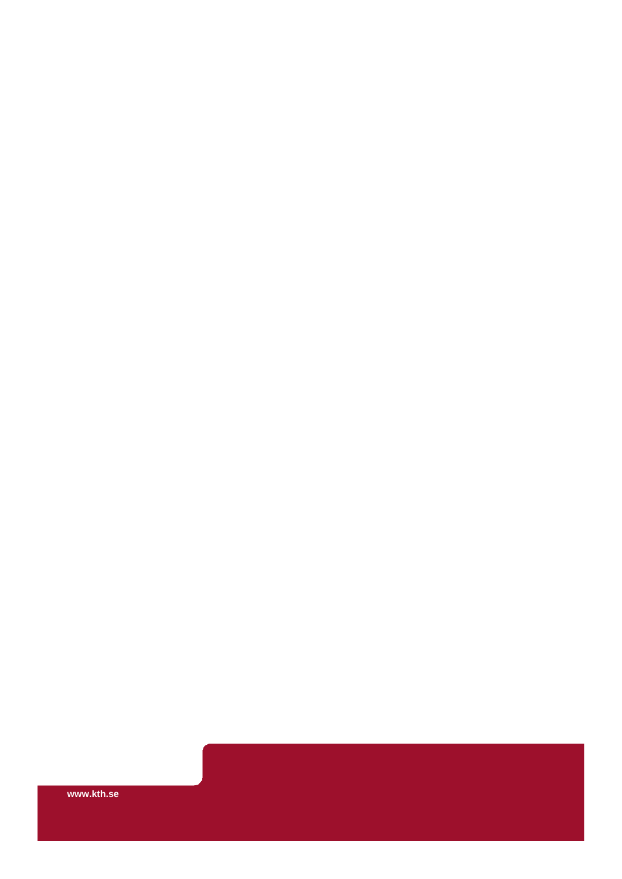www.kth.se